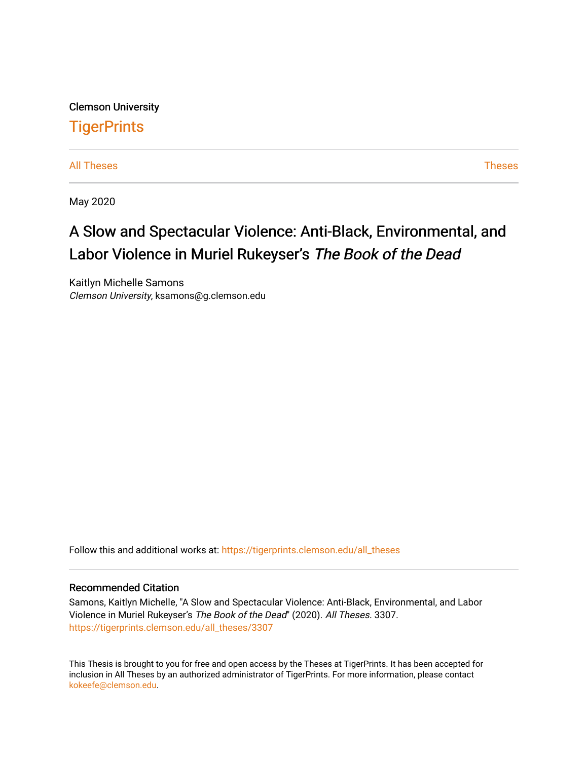Clemson University

# TigerPrints

All Theses | Theses

May 2020

# A Slow and Spectacular Violence: Anti-Black, Environmental, and Labor Violence in Muriel Rukeyser's *The Book of the Dead*

Kaitlyn Michelle Samons
*Clemson University*, ksamons@g.clemson.edu

Follow this and additional works at: https://tigerprints.clemson.edu/all_theses

## Recommended Citation

Samons, Kaitlyn Michelle, "A Slow and Spectacular Violence: Anti-Black, Environmental, and Labor Violence in Muriel Rukeyser's *The Book of the Dead*" (2020). *All Theses*. 3307.
https://tigerprints.clemson.edu/all_theses/3307

This Thesis is brought to you for free and open access by the Theses at TigerPrints. It has been accepted for inclusion in All Theses by an authorized administrator of TigerPrints. For more information, please contact kokeefe@clemson.edu.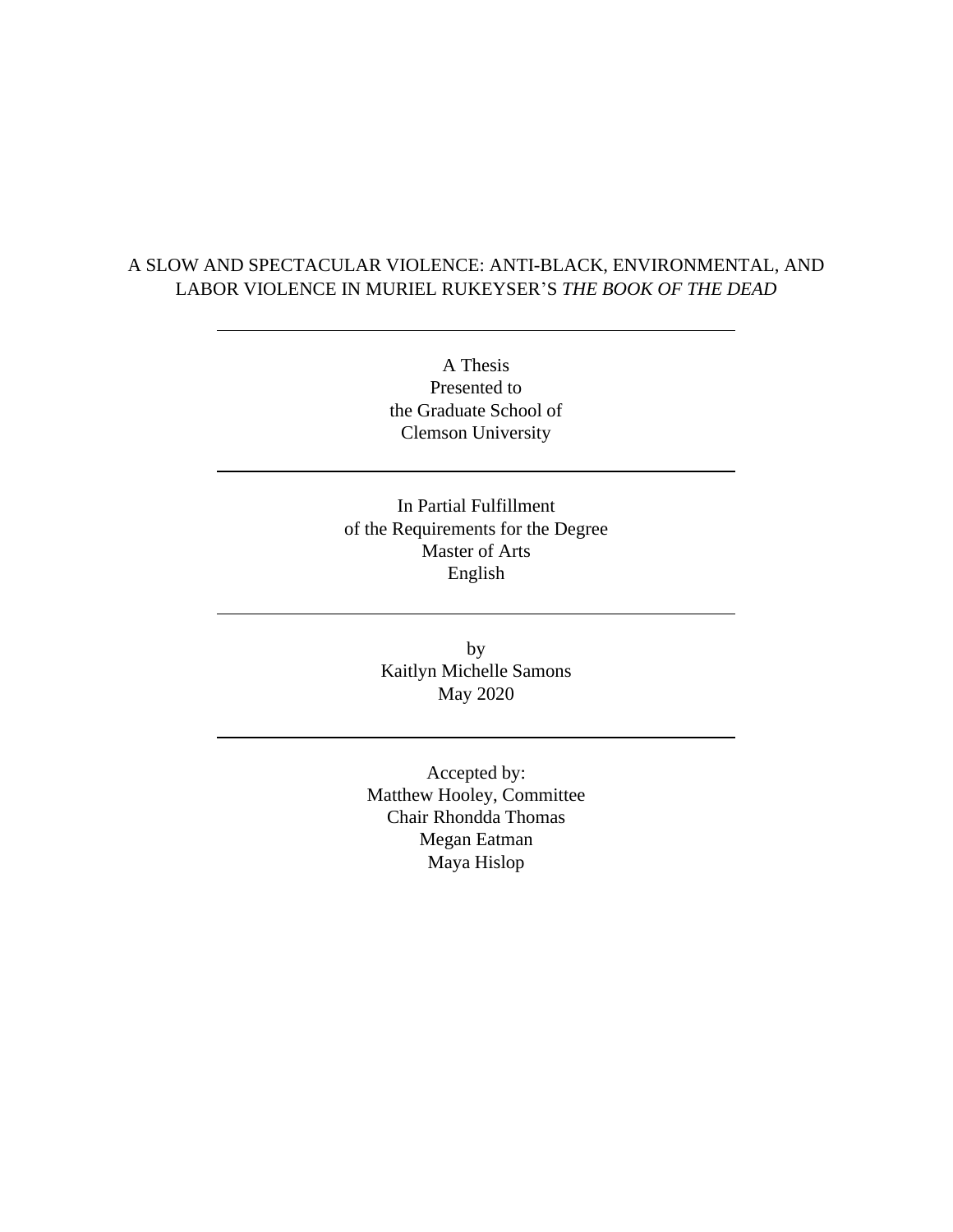A SLOW AND SPECTACULAR VIOLENCE: ANTI-BLACK, ENVIRONMENTAL, AND LABOR VIOLENCE IN MURIEL RUKEYSER'S *THE BOOK OF THE DEAD*

---

A Thesis
Presented to
the Graduate School of
Clemson University

---

In Partial Fulfillment
of the Requirements for the Degree
Master of Arts
English

---

by
Kaitlyn Michelle Samons
May 2020

---

Accepted by:
Matthew Hooley, Committee
Chair Rhondda Thomas
Megan Eatman
Maya Hislop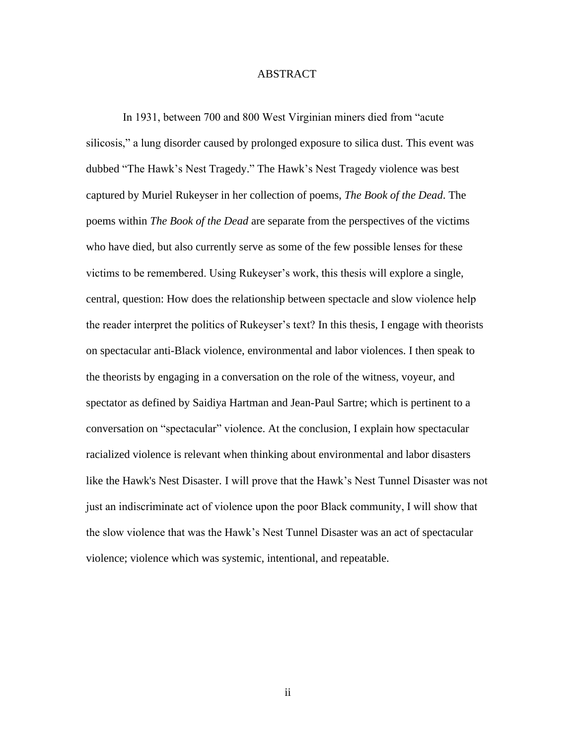# ABSTRACT

In 1931, between 700 and 800 West Virginian miners died from "acute silicosis," a lung disorder caused by prolonged exposure to silica dust. This event was dubbed "The Hawk's Nest Tragedy." The Hawk's Nest Tragedy violence was best captured by Muriel Rukeyser in her collection of poems, *The Book of the Dead*. The poems within *The Book of the Dead* are separate from the perspectives of the victims who have died, but also currently serve as some of the few possible lenses for these victims to be remembered. Using Rukeyser's work, this thesis will explore a single, central, question: How does the relationship between spectacle and slow violence help the reader interpret the politics of Rukeyser's text? In this thesis, I engage with theorists on spectacular anti-Black violence, environmental and labor violences. I then speak to the theorists by engaging in a conversation on the role of the witness, voyeur, and spectator as defined by Saidiya Hartman and Jean-Paul Sartre; which is pertinent to a conversation on "spectacular" violence. At the conclusion, I explain how spectacular racialized violence is relevant when thinking about environmental and labor disasters like the Hawk's Nest Disaster. I will prove that the Hawk's Nest Tunnel Disaster was not just an indiscriminate act of violence upon the poor Black community, I will show that the slow violence that was the Hawk's Nest Tunnel Disaster was an act of spectacular violence; violence which was systemic, intentional, and repeatable.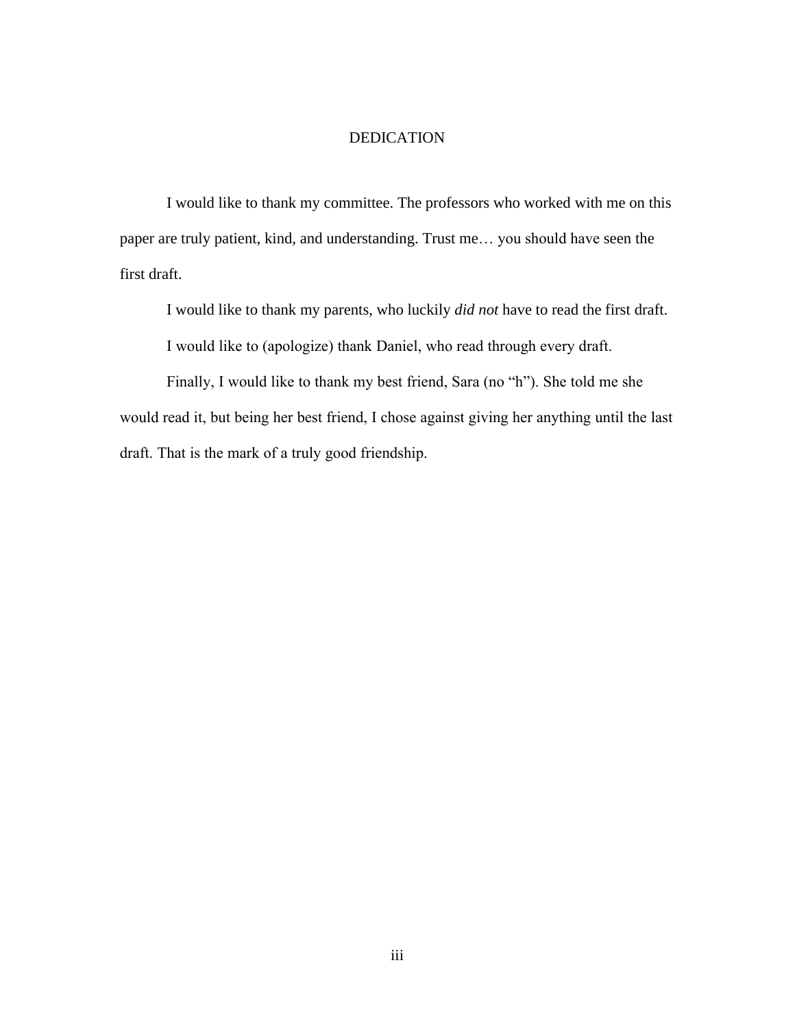# DEDICATION

I would like to thank my committee. The professors who worked with me on this paper are truly patient, kind, and understanding. Trust me… you should have seen the first draft.

I would like to thank my parents, who luckily *did not* have to read the first draft.

I would like to (apologize) thank Daniel, who read through every draft.

Finally, I would like to thank my best friend, Sara (no "h"). She told me she would read it, but being her best friend, I chose against giving her anything until the last draft. That is the mark of a truly good friendship.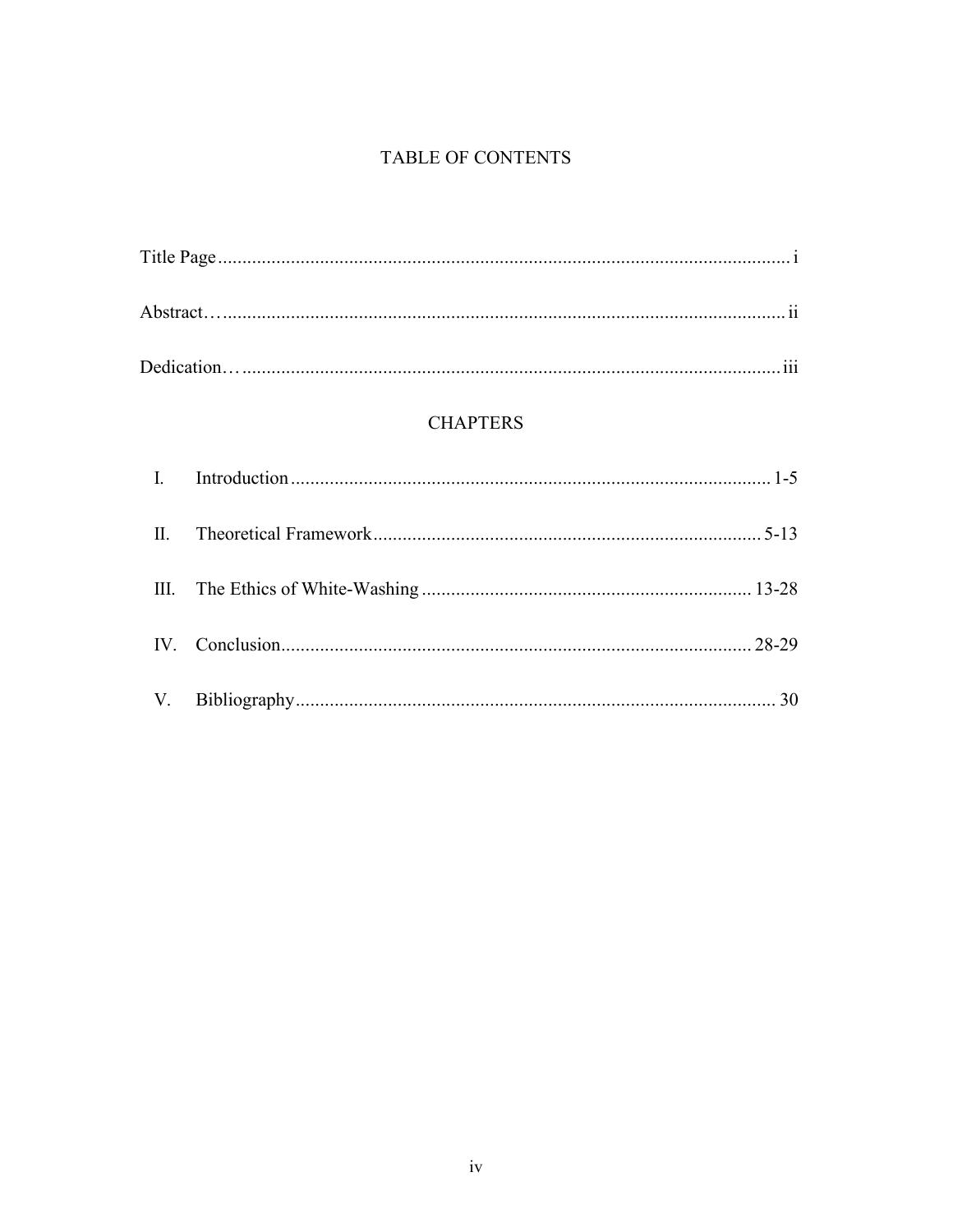# TABLE OF CONTENTS

Title Page ..................................................................................................................... i

Abstract… ................................................................................................................... ii

Dedication… .............................................................................................................. iii

## CHAPTERS

I. Introduction ................................................................................................... 1-5

II. Theoretical Framework ................................................................................ 5-13

III. The Ethics of White-Washing .................................................................... 13-28

IV. Conclusion................................................................................................ 28-29

V. Bibliography .................................................................................................. 30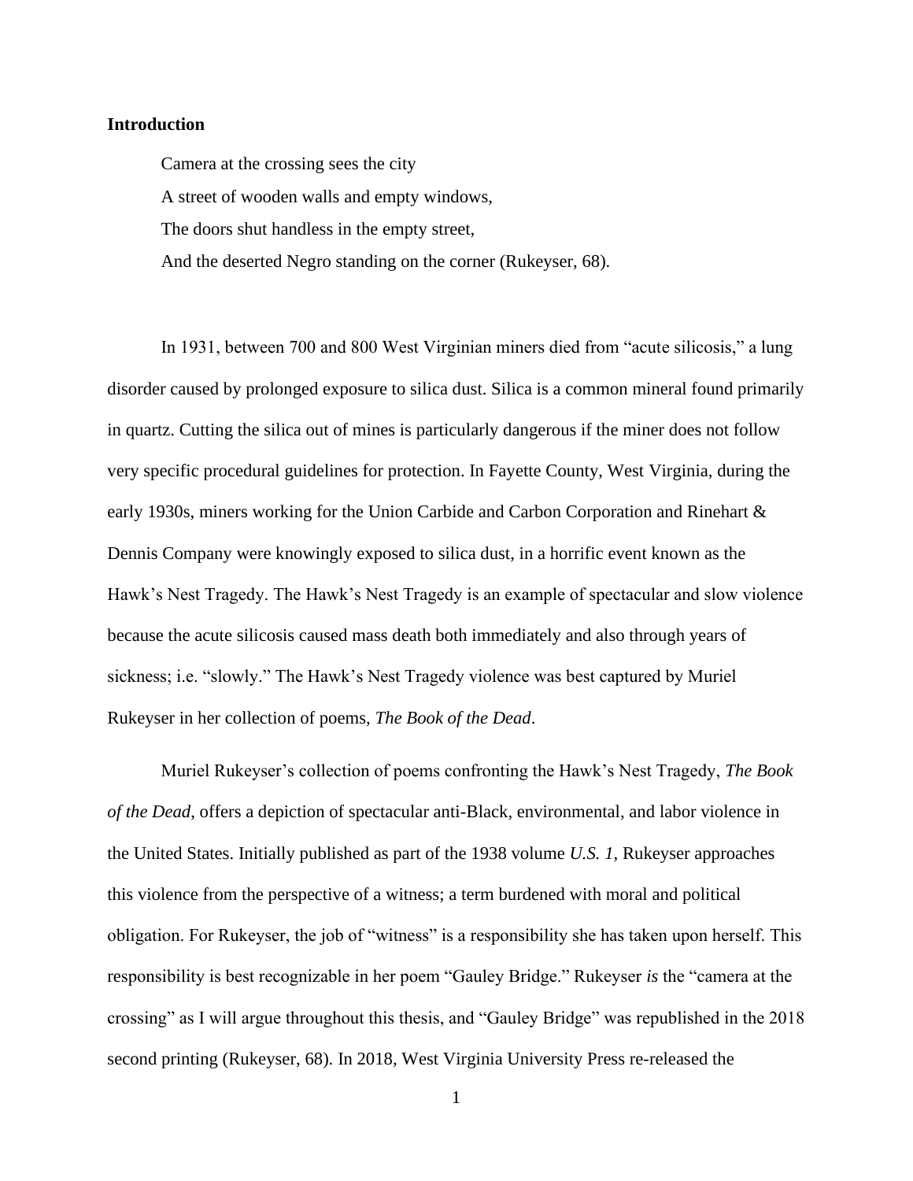**Introduction**

> Camera at the crossing sees the city
> A street of wooden walls and empty windows,
> The doors shut handless in the empty street,
> And the deserted Negro standing on the corner (Rukeyser, 68).

In 1931, between 700 and 800 West Virginian miners died from "acute silicosis," a lung disorder caused by prolonged exposure to silica dust. Silica is a common mineral found primarily in quartz. Cutting the silica out of mines is particularly dangerous if the miner does not follow very specific procedural guidelines for protection. In Fayette County, West Virginia, during the early 1930s, miners working for the Union Carbide and Carbon Corporation and Rinehart & Dennis Company were knowingly exposed to silica dust, in a horrific event known as the Hawk's Nest Tragedy. The Hawk's Nest Tragedy is an example of spectacular and slow violence because the acute silicosis caused mass death both immediately and also through years of sickness; i.e. "slowly." The Hawk's Nest Tragedy violence was best captured by Muriel Rukeyser in her collection of poems, *The Book of the Dead*.

Muriel Rukeyser's collection of poems confronting the Hawk's Nest Tragedy, *The Book of the Dead*, offers a depiction of spectacular anti-Black, environmental, and labor violence in the United States. Initially published as part of the 1938 volume *U.S. 1*, Rukeyser approaches this violence from the perspective of a witness; a term burdened with moral and political obligation. For Rukeyser, the job of "witness" is a responsibility she has taken upon herself. This responsibility is best recognizable in her poem "Gauley Bridge." Rukeyser *is* the "camera at the crossing" as I will argue throughout this thesis, and "Gauley Bridge" was republished in the 2018 second printing (Rukeyser, 68). In 2018, West Virginia University Press re-released the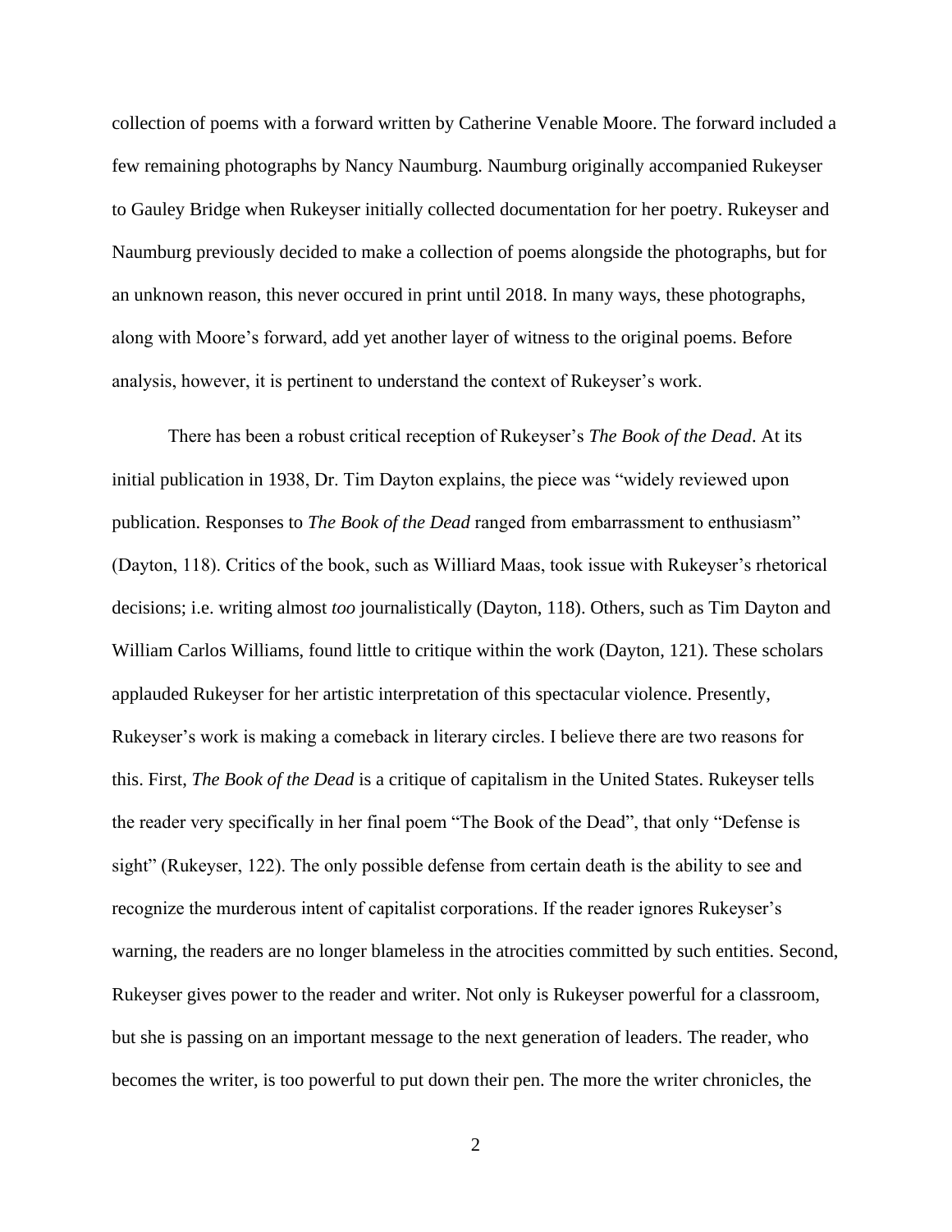collection of poems with a forward written by Catherine Venable Moore. The forward included a few remaining photographs by Nancy Naumburg. Naumburg originally accompanied Rukeyser to Gauley Bridge when Rukeyser initially collected documentation for her poetry. Rukeyser and Naumburg previously decided to make a collection of poems alongside the photographs, but for an unknown reason, this never occured in print until 2018. In many ways, these photographs, along with Moore's forward, add yet another layer of witness to the original poems. Before analysis, however, it is pertinent to understand the context of Rukeyser's work.

There has been a robust critical reception of Rukeyser's *The Book of the Dead*. At its initial publication in 1938, Dr. Tim Dayton explains, the piece was "widely reviewed upon publication. Responses to *The Book of the Dead* ranged from embarrassment to enthusiasm" (Dayton, 118). Critics of the book, such as Williard Maas, took issue with Rukeyser's rhetorical decisions; i.e. writing almost *too* journalistically (Dayton, 118). Others, such as Tim Dayton and William Carlos Williams, found little to critique within the work (Dayton, 121). These scholars applauded Rukeyser for her artistic interpretation of this spectacular violence. Presently, Rukeyser's work is making a comeback in literary circles. I believe there are two reasons for this. First, *The Book of the Dead* is a critique of capitalism in the United States. Rukeyser tells the reader very specifically in her final poem "The Book of the Dead", that only "Defense is sight" (Rukeyser, 122). The only possible defense from certain death is the ability to see and recognize the murderous intent of capitalist corporations. If the reader ignores Rukeyser's warning, the readers are no longer blameless in the atrocities committed by such entities. Second, Rukeyser gives power to the reader and writer. Not only is Rukeyser powerful for a classroom, but she is passing on an important message to the next generation of leaders. The reader, who becomes the writer, is too powerful to put down their pen. The more the writer chronicles, the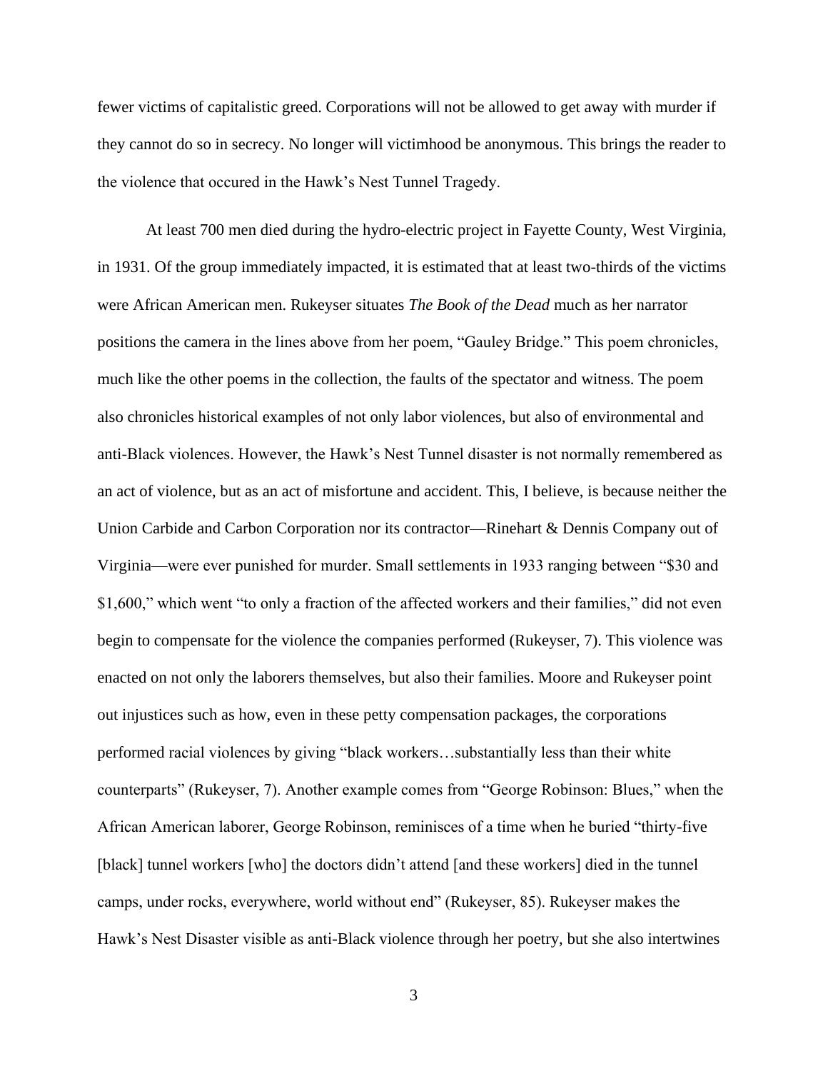fewer victims of capitalistic greed. Corporations will not be allowed to get away with murder if they cannot do so in secrecy. No longer will victimhood be anonymous. This brings the reader to the violence that occured in the Hawk's Nest Tunnel Tragedy.

At least 700 men died during the hydro-electric project in Fayette County, West Virginia, in 1931. Of the group immediately impacted, it is estimated that at least two-thirds of the victims were African American men. Rukeyser situates *The Book of the Dead* much as her narrator positions the camera in the lines above from her poem, "Gauley Bridge." This poem chronicles, much like the other poems in the collection, the faults of the spectator and witness. The poem also chronicles historical examples of not only labor violences, but also of environmental and anti-Black violences. However, the Hawk's Nest Tunnel disaster is not normally remembered as an act of violence, but as an act of misfortune and accident. This, I believe, is because neither the Union Carbide and Carbon Corporation nor its contractor—Rinehart & Dennis Company out of Virginia—were ever punished for murder. Small settlements in 1933 ranging between "$30 and $1,600," which went "to only a fraction of the affected workers and their families," did not even begin to compensate for the violence the companies performed (Rukeyser, 7). This violence was enacted on not only the laborers themselves, but also their families. Moore and Rukeyser point out injustices such as how, even in these petty compensation packages, the corporations performed racial violences by giving "black workers…substantially less than their white counterparts" (Rukeyser, 7). Another example comes from "George Robinson: Blues," when the African American laborer, George Robinson, reminisces of a time when he buried "thirty-five [black] tunnel workers [who] the doctors didn't attend [and these workers] died in the tunnel camps, under rocks, everywhere, world without end" (Rukeyser, 85). Rukeyser makes the Hawk's Nest Disaster visible as anti-Black violence through her poetry, but she also intertwines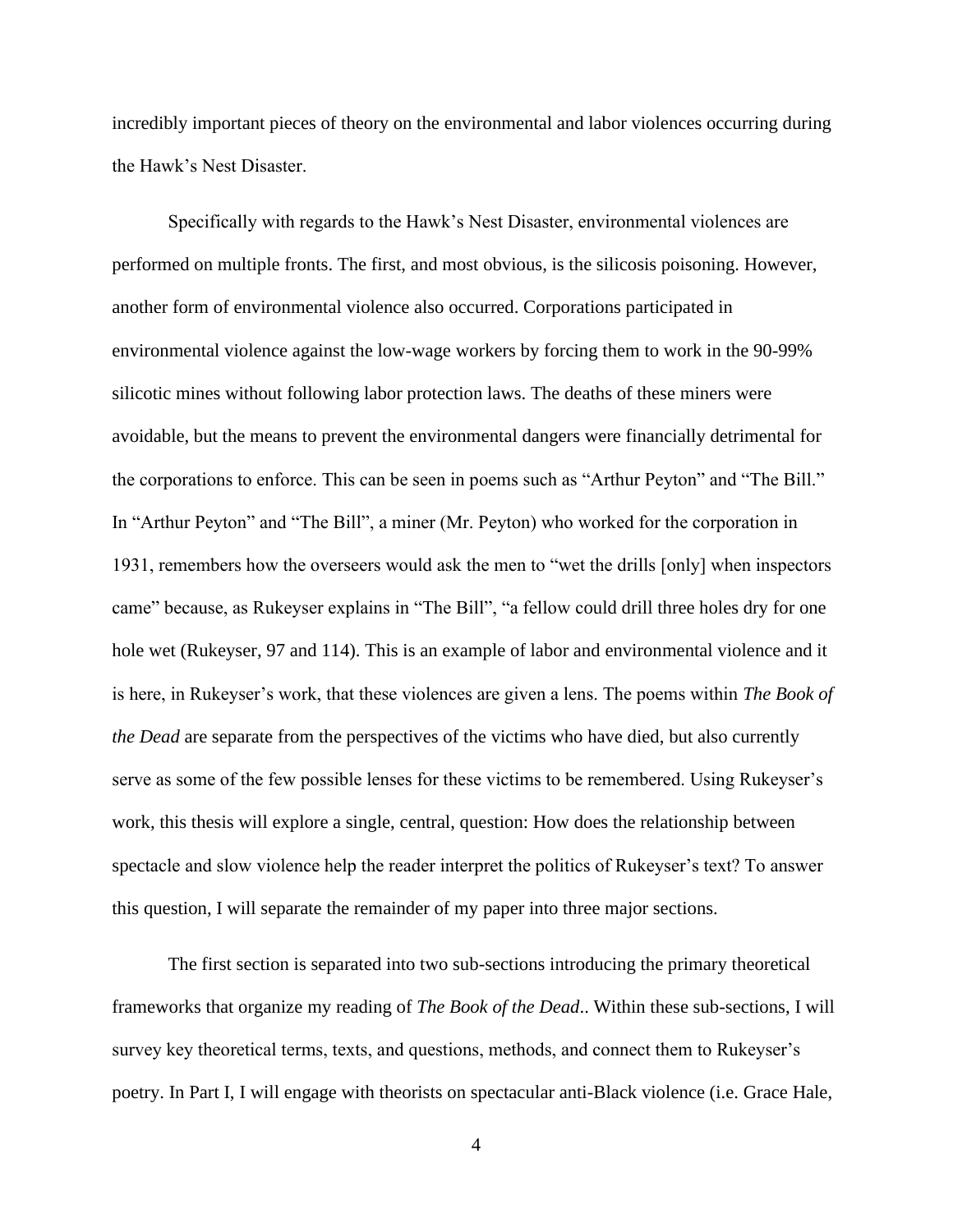incredibly important pieces of theory on the environmental and labor violences occurring during the Hawk's Nest Disaster.

Specifically with regards to the Hawk's Nest Disaster, environmental violences are performed on multiple fronts. The first, and most obvious, is the silicosis poisoning. However, another form of environmental violence also occurred. Corporations participated in environmental violence against the low-wage workers by forcing them to work in the 90-99% silicotic mines without following labor protection laws. The deaths of these miners were avoidable, but the means to prevent the environmental dangers were financially detrimental for the corporations to enforce. This can be seen in poems such as "Arthur Peyton" and "The Bill." In "Arthur Peyton" and "The Bill", a miner (Mr. Peyton) who worked for the corporation in 1931, remembers how the overseers would ask the men to "wet the drills [only] when inspectors came" because, as Rukeyser explains in "The Bill", "a fellow could drill three holes dry for one hole wet (Rukeyser, 97 and 114). This is an example of labor and environmental violence and it is here, in Rukeyser's work, that these violences are given a lens. The poems within *The Book of the Dead* are separate from the perspectives of the victims who have died, but also currently serve as some of the few possible lenses for these victims to be remembered. Using Rukeyser's work, this thesis will explore a single, central, question: How does the relationship between spectacle and slow violence help the reader interpret the politics of Rukeyser's text? To answer this question, I will separate the remainder of my paper into three major sections.

The first section is separated into two sub-sections introducing the primary theoretical frameworks that organize my reading of *The Book of the Dead*.. Within these sub-sections, I will survey key theoretical terms, texts, and questions, methods, and connect them to Rukeyser's poetry. In Part I, I will engage with theorists on spectacular anti-Black violence (i.e. Grace Hale,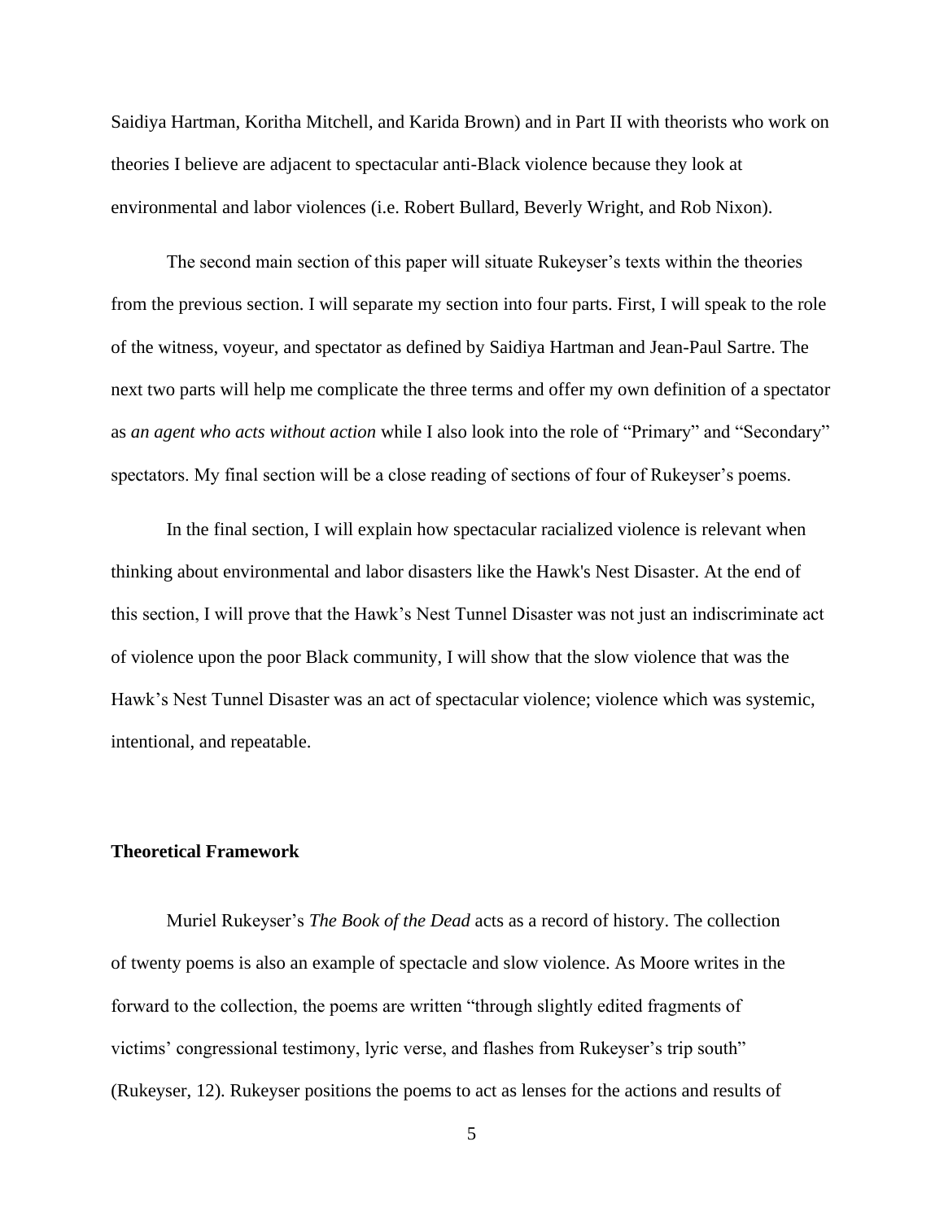Saidiya Hartman, Koritha Mitchell, and Karida Brown) and in Part II with theorists who work on theories I believe are adjacent to spectacular anti-Black violence because they look at environmental and labor violences (i.e. Robert Bullard, Beverly Wright, and Rob Nixon).

The second main section of this paper will situate Rukeyser's texts within the theories from the previous section. I will separate my section into four parts. First, I will speak to the role of the witness, voyeur, and spectator as defined by Saidiya Hartman and Jean-Paul Sartre. The next two parts will help me complicate the three terms and offer my own definition of a spectator as *an agent who acts without action* while I also look into the role of "Primary" and "Secondary" spectators. My final section will be a close reading of sections of four of Rukeyser's poems.

In the final section, I will explain how spectacular racialized violence is relevant when thinking about environmental and labor disasters like the Hawk's Nest Disaster. At the end of this section, I will prove that the Hawk's Nest Tunnel Disaster was not just an indiscriminate act of violence upon the poor Black community, I will show that the slow violence that was the Hawk's Nest Tunnel Disaster was an act of spectacular violence; violence which was systemic, intentional, and repeatable.

## Theoretical Framework

Muriel Rukeyser's *The Book of the Dead* acts as a record of history. The collection of twenty poems is also an example of spectacle and slow violence. As Moore writes in the forward to the collection, the poems are written "through slightly edited fragments of victims' congressional testimony, lyric verse, and flashes from Rukeyser's trip south" (Rukeyser, 12). Rukeyser positions the poems to act as lenses for the actions and results of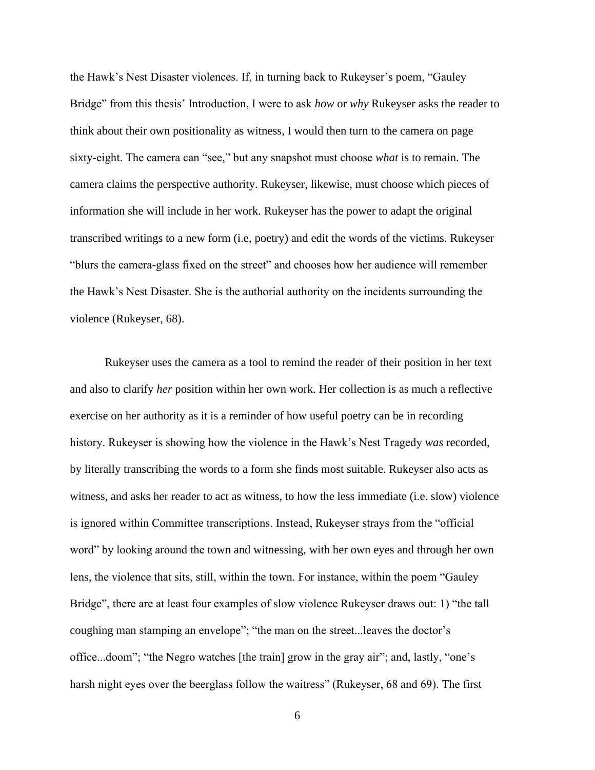the Hawk's Nest Disaster violences. If, in turning back to Rukeyser's poem, "Gauley Bridge" from this thesis' Introduction, I were to ask *how* or *why* Rukeyser asks the reader to think about their own positionality as witness, I would then turn to the camera on page sixty-eight. The camera can "see," but any snapshot must choose *what* is to remain. The camera claims the perspective authority. Rukeyser, likewise, must choose which pieces of information she will include in her work. Rukeyser has the power to adapt the original transcribed writings to a new form (i.e, poetry) and edit the words of the victims. Rukeyser "blurs the camera-glass fixed on the street" and chooses how her audience will remember the Hawk's Nest Disaster. She is the authorial authority on the incidents surrounding the violence (Rukeyser, 68).

Rukeyser uses the camera as a tool to remind the reader of their position in her text and also to clarify *her* position within her own work. Her collection is as much a reflective exercise on her authority as it is a reminder of how useful poetry can be in recording history. Rukeyser is showing how the violence in the Hawk's Nest Tragedy *was* recorded, by literally transcribing the words to a form she finds most suitable. Rukeyser also acts as witness, and asks her reader to act as witness, to how the less immediate (i.e. slow) violence is ignored within Committee transcriptions. Instead, Rukeyser strays from the "official word" by looking around the town and witnessing, with her own eyes and through her own lens, the violence that sits, still, within the town. For instance, within the poem "Gauley Bridge", there are at least four examples of slow violence Rukeyser draws out: 1) "the tall coughing man stamping an envelope"; "the man on the street...leaves the doctor's office...doom"; "the Negro watches [the train] grow in the gray air"; and, lastly, "one's harsh night eyes over the beerglass follow the waitress" (Rukeyser, 68 and 69). The first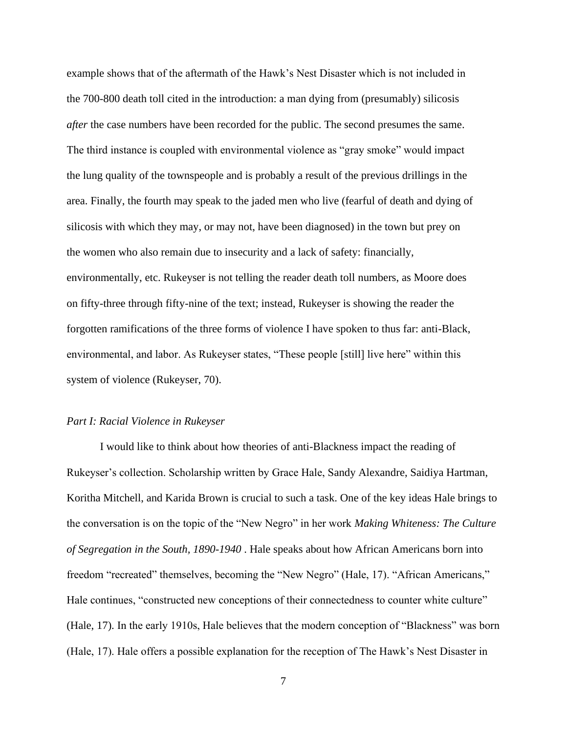example shows that of the aftermath of the Hawk's Nest Disaster which is not included in the 700-800 death toll cited in the introduction: a man dying from (presumably) silicosis *after* the case numbers have been recorded for the public. The second presumes the same. The third instance is coupled with environmental violence as "gray smoke" would impact the lung quality of the townspeople and is probably a result of the previous drillings in the area. Finally, the fourth may speak to the jaded men who live (fearful of death and dying of silicosis with which they may, or may not, have been diagnosed) in the town but prey on the women who also remain due to insecurity and a lack of safety: financially, environmentally, etc. Rukeyser is not telling the reader death toll numbers, as Moore does on fifty-three through fifty-nine of the text; instead, Rukeyser is showing the reader the forgotten ramifications of the three forms of violence I have spoken to thus far: anti-Black, environmental, and labor. As Rukeyser states, "These people [still] live here" within this system of violence (Rukeyser, 70).

*Part I: Racial Violence in Rukeyser*

I would like to think about how theories of anti-Blackness impact the reading of Rukeyser's collection. Scholarship written by Grace Hale, Sandy Alexandre, Saidiya Hartman, Koritha Mitchell, and Karida Brown is crucial to such a task. One of the key ideas Hale brings to the conversation is on the topic of the "New Negro" in her work *Making Whiteness: The Culture of Segregation in the South, 1890-1940* . Hale speaks about how African Americans born into freedom "recreated" themselves, becoming the "New Negro" (Hale, 17). "African Americans," Hale continues, "constructed new conceptions of their connectedness to counter white culture" (Hale, 17). In the early 1910s, Hale believes that the modern conception of "Blackness" was born (Hale, 17). Hale offers a possible explanation for the reception of The Hawk's Nest Disaster in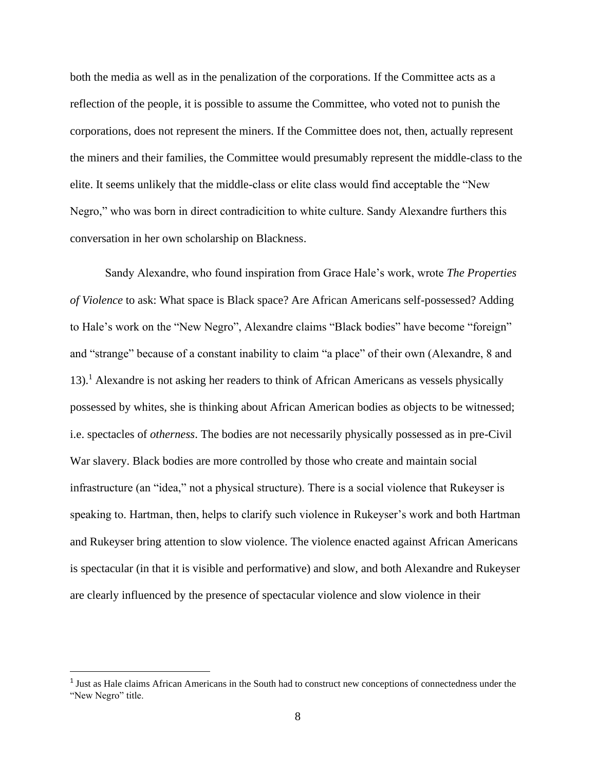both the media as well as in the penalization of the corporations. If the Committee acts as a reflection of the people, it is possible to assume the Committee, who voted not to punish the corporations, does not represent the miners. If the Committee does not, then, actually represent the miners and their families, the Committee would presumably represent the middle-class to the elite. It seems unlikely that the middle-class or elite class would find acceptable the "New Negro," who was born in direct contradicition to white culture. Sandy Alexandre furthers this conversation in her own scholarship on Blackness.

Sandy Alexandre, who found inspiration from Grace Hale's work, wrote *The Properties of Violence* to ask: What space is Black space? Are African Americans self-possessed? Adding to Hale's work on the "New Negro", Alexandre claims "Black bodies" have become "foreign" and "strange" because of a constant inability to claim "a place" of their own (Alexandre, 8 and 13).[1] Alexandre is not asking her readers to think of African Americans as vessels physically possessed by whites, she is thinking about African American bodies as objects to be witnessed; i.e. spectacles of *otherness*. The bodies are not necessarily physically possessed as in pre-Civil War slavery. Black bodies are more controlled by those who create and maintain social infrastructure (an "idea," not a physical structure). There is a social violence that Rukeyser is speaking to. Hartman, then, helps to clarify such violence in Rukeyser's work and both Hartman and Rukeyser bring attention to slow violence. The violence enacted against African Americans is spectacular (in that it is visible and performative) and slow, and both Alexandre and Rukeyser are clearly influenced by the presence of spectacular violence and slow violence in their

[1] Just as Hale claims African Americans in the South had to construct new conceptions of connectedness under the "New Negro" title.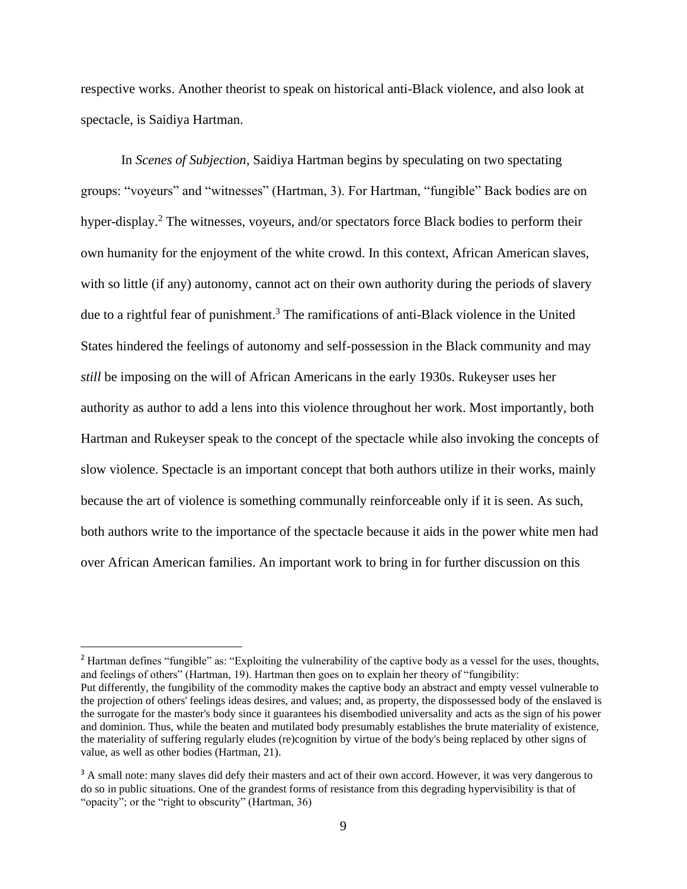respective works. Another theorist to speak on historical anti-Black violence, and also look at spectacle, is Saidiya Hartman.

In *Scenes of Subjection*, Saidiya Hartman begins by speculating on two spectating groups: "voyeurs" and "witnesses" (Hartman, 3). For Hartman, "fungible" Back bodies are on hyper-display.[2] The witnesses, voyeurs, and/or spectators force Black bodies to perform their own humanity for the enjoyment of the white crowd. In this context, African American slaves, with so little (if any) autonomy, cannot act on their own authority during the periods of slavery due to a rightful fear of punishment.[3] The ramifications of anti-Black violence in the United States hindered the feelings of autonomy and self-possession in the Black community and may *still* be imposing on the will of African Americans in the early 1930s. Rukeyser uses her authority as author to add a lens into this violence throughout her work. Most importantly, both Hartman and Rukeyser speak to the concept of the spectacle while also invoking the concepts of slow violence. Spectacle is an important concept that both authors utilize in their works, mainly because the art of violence is something communally reinforceable only if it is seen. As such, both authors write to the importance of the spectacle because it aids in the power white men had over African American families. An important work to bring in for further discussion on this

---

[2] Hartman defines "fungible" as: "Exploiting the vulnerability of the captive body as a vessel for the uses, thoughts, and feelings of others" (Hartman, 19). Hartman then goes on to explain her theory of "fungibility:
Put differently, the fungibility of the commodity makes the captive body an abstract and empty vessel vulnerable to the projection of others' feelings ideas desires, and values; and, as property, the dispossessed body of the enslaved is the surrogate for the master's body since it guarantees his disembodied universality and acts as the sign of his power and dominion. Thus, while the beaten and mutilated body presumably establishes the brute materiality of existence, the materiality of suffering regularly eludes (re)cognition by virtue of the body's being replaced by other signs of value, as well as other bodies (Hartman, 21).

[3] A small note: many slaves did defy their masters and act of their own accord. However, it was very dangerous to do so in public situations. One of the grandest forms of resistance from this degrading hypervisibility is that of "opacity"; or the "right to obscurity" (Hartman, 36)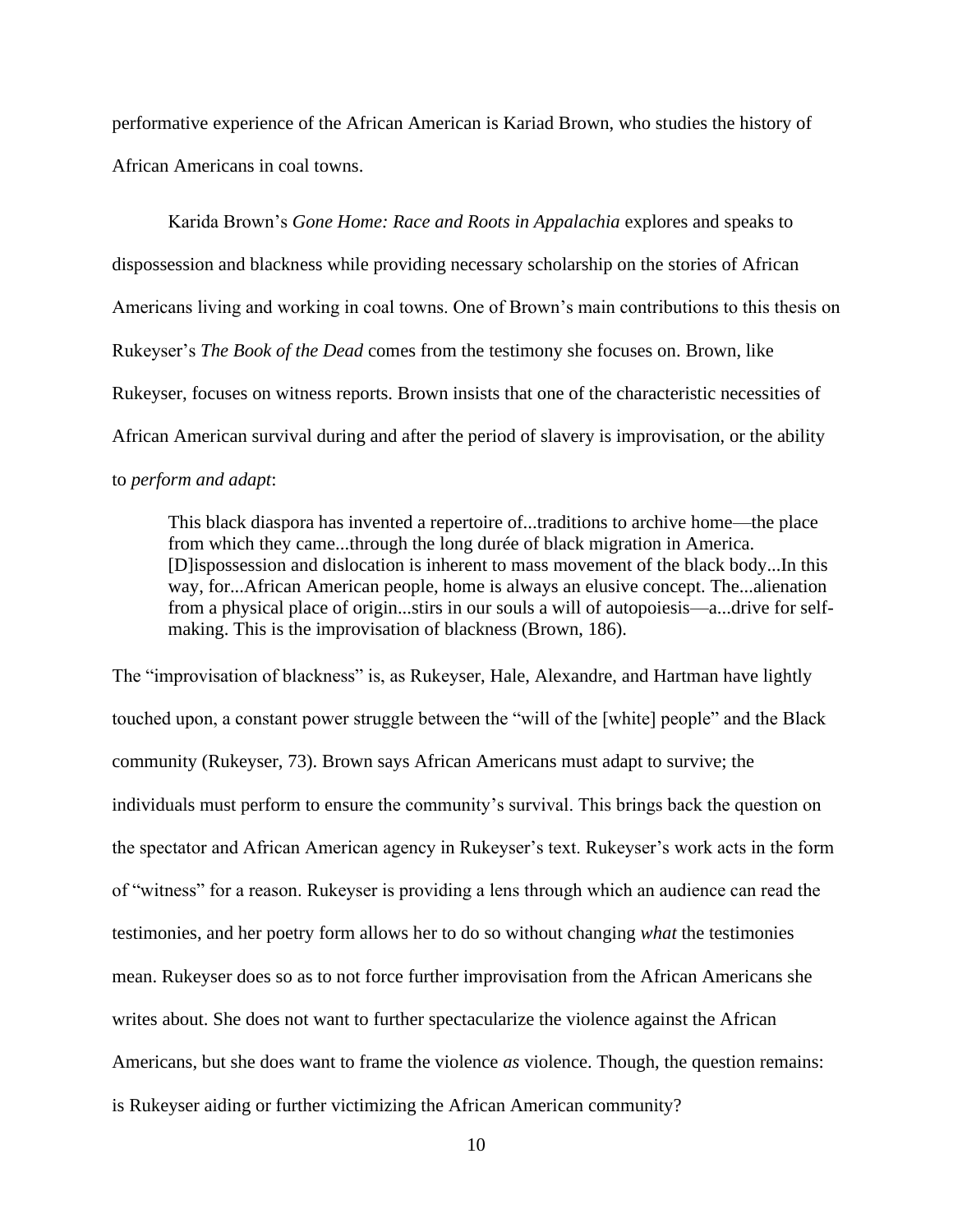performative experience of the African American is Kariad Brown, who studies the history of African Americans in coal towns.

Karida Brown's *Gone Home: Race and Roots in Appalachia* explores and speaks to dispossession and blackness while providing necessary scholarship on the stories of African Americans living and working in coal towns. One of Brown's main contributions to this thesis on Rukeyser's *The Book of the Dead* comes from the testimony she focuses on. Brown, like Rukeyser, focuses on witness reports. Brown insists that one of the characteristic necessities of African American survival during and after the period of slavery is improvisation, or the ability to *perform and adapt*:

> This black diaspora has invented a repertoire of...traditions to archive home—the place from which they came...through the long durée of black migration in America. [D]ispossession and dislocation is inherent to mass movement of the black body...In this way, for...African American people, home is always an elusive concept. The...alienation from a physical place of origin...stirs in our souls a will of autopoiesis—a...drive for self-making. This is the improvisation of blackness (Brown, 186).

The "improvisation of blackness" is, as Rukeyser, Hale, Alexandre, and Hartman have lightly touched upon, a constant power struggle between the "will of the [white] people" and the Black community (Rukeyser, 73). Brown says African Americans must adapt to survive; the individuals must perform to ensure the community's survival. This brings back the question on the spectator and African American agency in Rukeyser's text. Rukeyser's work acts in the form of "witness" for a reason. Rukeyser is providing a lens through which an audience can read the testimonies, and her poetry form allows her to do so without changing *what* the testimonies mean. Rukeyser does so as to not force further improvisation from the African Americans she writes about. She does not want to further spectacularize the violence against the African Americans, but she does want to frame the violence *as* violence. Though, the question remains: is Rukeyser aiding or further victimizing the African American community?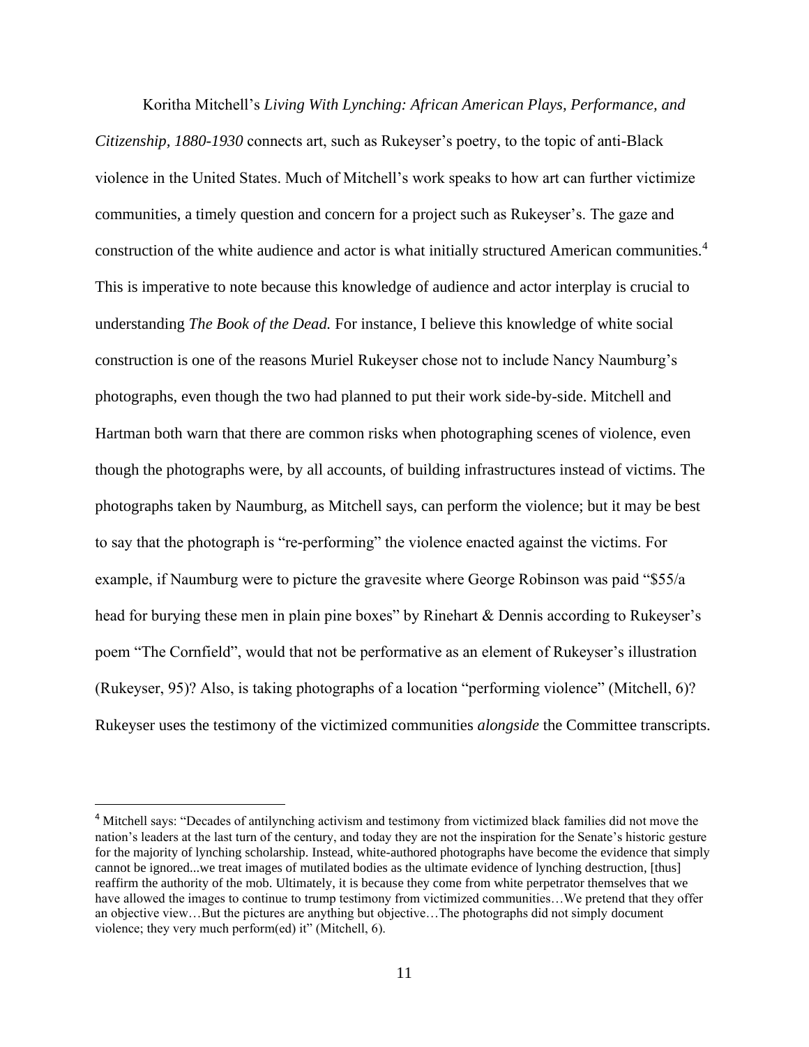Koritha Mitchell's *Living With Lynching: African American Plays, Performance, and Citizenship, 1880-1930* connects art, such as Rukeyser's poetry, to the topic of anti-Black violence in the United States. Much of Mitchell's work speaks to how art can further victimize communities, a timely question and concern for a project such as Rukeyser's. The gaze and construction of the white audience and actor is what initially structured American communities.[4] This is imperative to note because this knowledge of audience and actor interplay is crucial to understanding *The Book of the Dead.* For instance, I believe this knowledge of white social construction is one of the reasons Muriel Rukeyser chose not to include Nancy Naumburg's photographs, even though the two had planned to put their work side-by-side. Mitchell and Hartman both warn that there are common risks when photographing scenes of violence, even though the photographs were, by all accounts, of building infrastructures instead of victims. The photographs taken by Naumburg, as Mitchell says, can perform the violence; but it may be best to say that the photograph is "re-performing" the violence enacted against the victims. For example, if Naumburg were to picture the gravesite where George Robinson was paid "$55/a head for burying these men in plain pine boxes" by Rinehart & Dennis according to Rukeyser's poem "The Cornfield", would that not be performative as an element of Rukeyser's illustration (Rukeyser, 95)? Also, is taking photographs of a location "performing violence" (Mitchell, 6)? Rukeyser uses the testimony of the victimized communities *alongside* the Committee transcripts.

---

[4] Mitchell says: "Decades of antilynching activism and testimony from victimized black families did not move the nation's leaders at the last turn of the century, and today they are not the inspiration for the Senate's historic gesture for the majority of lynching scholarship. Instead, white-authored photographs have become the evidence that simply cannot be ignored...we treat images of mutilated bodies as the ultimate evidence of lynching destruction, [thus] reaffirm the authority of the mob. Ultimately, it is because they come from white perpetrator themselves that we have allowed the images to continue to trump testimony from victimized communities…We pretend that they offer an objective view…But the pictures are anything but objective…The photographs did not simply document violence; they very much perform(ed) it" (Mitchell, 6).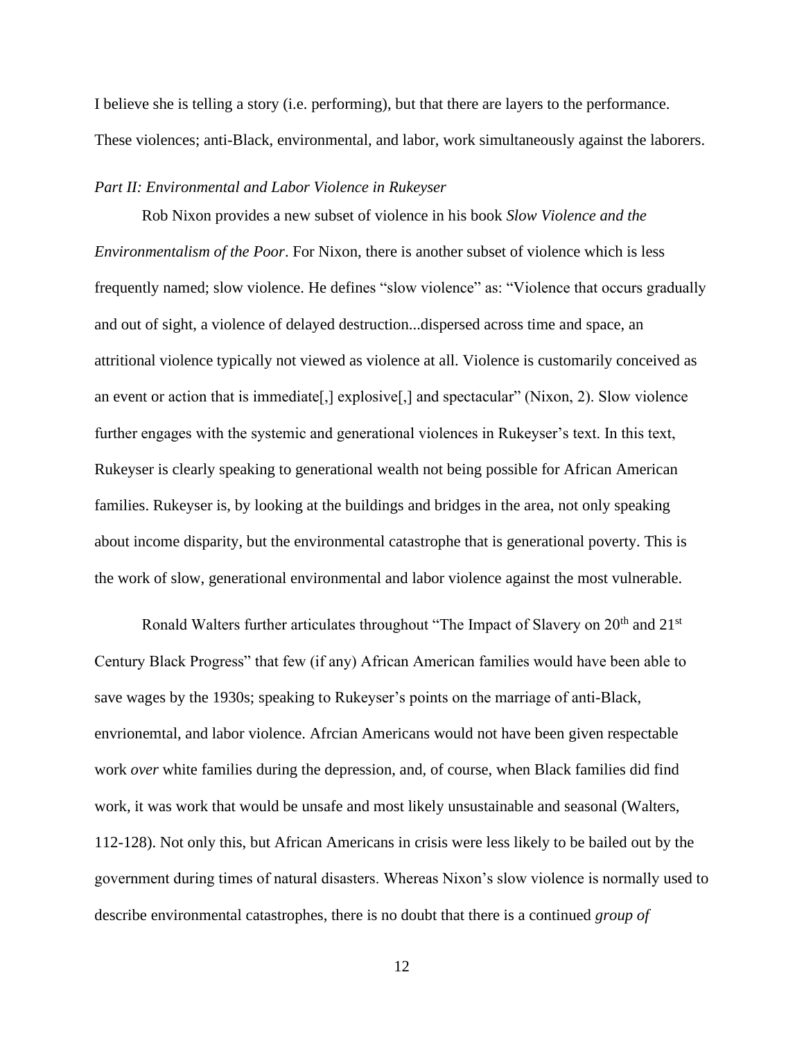I believe she is telling a story (i.e. performing), but that there are layers to the performance. These violences; anti-Black, environmental, and labor, work simultaneously against the laborers.

*Part II: Environmental and Labor Violence in Rukeyser*

Rob Nixon provides a new subset of violence in his book *Slow Violence and the Environmentalism of the Poor*. For Nixon, there is another subset of violence which is less frequently named; slow violence. He defines "slow violence" as: "Violence that occurs gradually and out of sight, a violence of delayed destruction...dispersed across time and space, an attritional violence typically not viewed as violence at all. Violence is customarily conceived as an event or action that is immediate[,] explosive[,] and spectacular" (Nixon, 2). Slow violence further engages with the systemic and generational violences in Rukeyser's text. In this text, Rukeyser is clearly speaking to generational wealth not being possible for African American families. Rukeyser is, by looking at the buildings and bridges in the area, not only speaking about income disparity, but the environmental catastrophe that is generational poverty. This is the work of slow, generational environmental and labor violence against the most vulnerable.

Ronald Walters further articulates throughout "The Impact of Slavery on 20th and 21st Century Black Progress" that few (if any) African American families would have been able to save wages by the 1930s; speaking to Rukeyser's points on the marriage of anti-Black, envrionemtal, and labor violence. Afrcian Americans would not have been given respectable work *over* white families during the depression, and, of course, when Black families did find work, it was work that would be unsafe and most likely unsustainable and seasonal (Walters, 112-128). Not only this, but African Americans in crisis were less likely to be bailed out by the government during times of natural disasters. Whereas Nixon's slow violence is normally used to describe environmental catastrophes, there is no doubt that there is a continued *group of*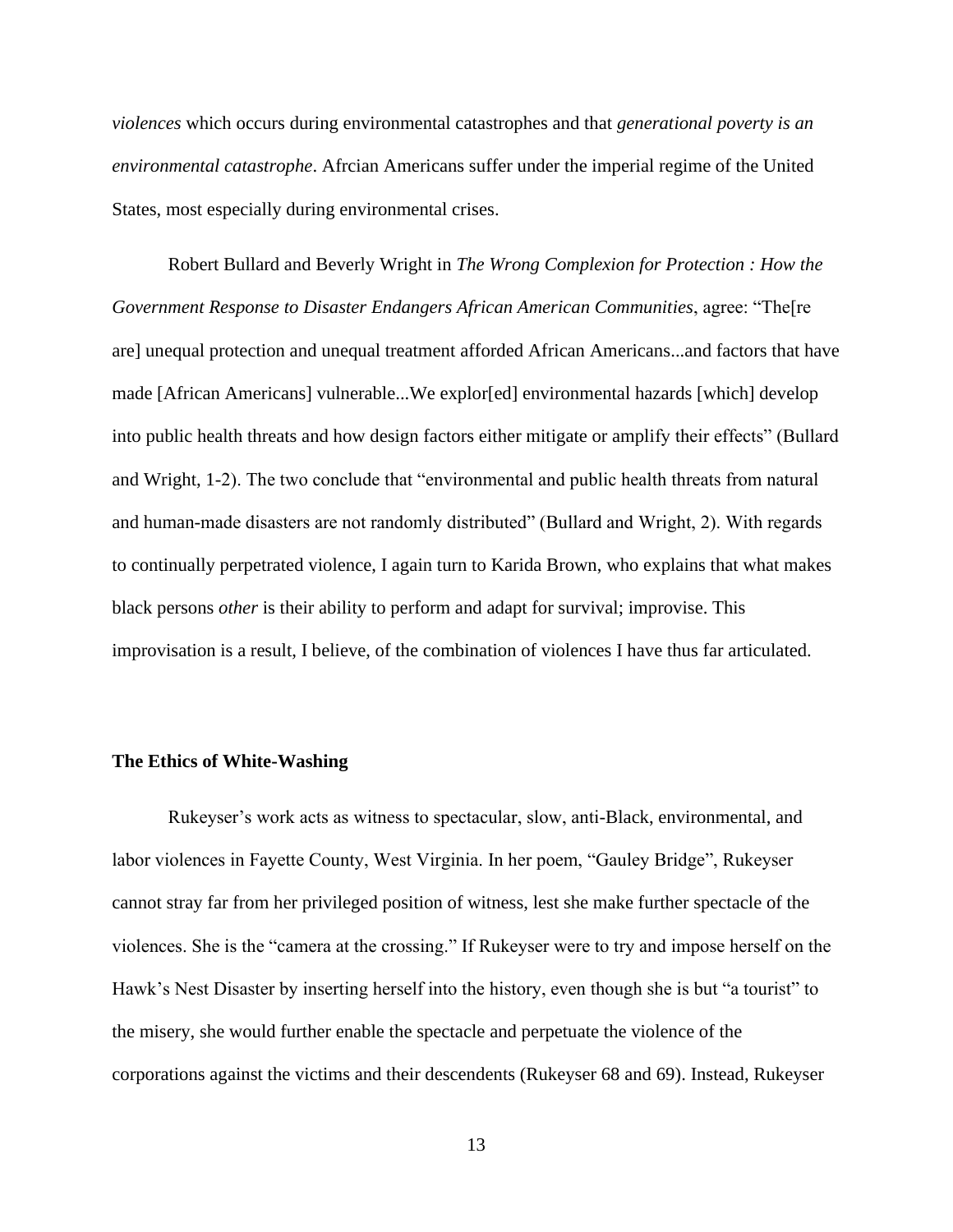*violences* which occurs during environmental catastrophes and that *generational poverty is an environmental catastrophe*. Afrcian Americans suffer under the imperial regime of the United States, most especially during environmental crises.

Robert Bullard and Beverly Wright in *The Wrong Complexion for Protection : How the Government Response to Disaster Endangers African American Communities*, agree: “The[re are] unequal protection and unequal treatment afforded African Americans...and factors that have made [African Americans] vulnerable...We explor[ed] environmental hazards [which] develop into public health threats and how design factors either mitigate or amplify their effects” (Bullard and Wright, 1-2). The two conclude that “environmental and public health threats from natural and human-made disasters are not randomly distributed” (Bullard and Wright, 2). With regards to continually perpetrated violence, I again turn to Karida Brown, who explains that what makes black persons *other* is their ability to perform and adapt for survival; improvise. This improvisation is a result, I believe, of the combination of violences I have thus far articulated.

**The Ethics of White-Washing**

Rukeyser’s work acts as witness to spectacular, slow, anti-Black, environmental, and labor violences in Fayette County, West Virginia. In her poem, “Gauley Bridge”, Rukeyser cannot stray far from her privileged position of witness, lest she make further spectacle of the violences. She is the “camera at the crossing.” If Rukeyser were to try and impose herself on the Hawk’s Nest Disaster by inserting herself into the history, even though she is but “a tourist” to the misery, she would further enable the spectacle and perpetuate the violence of the corporations against the victims and their descendents (Rukeyser 68 and 69). Instead, Rukeyser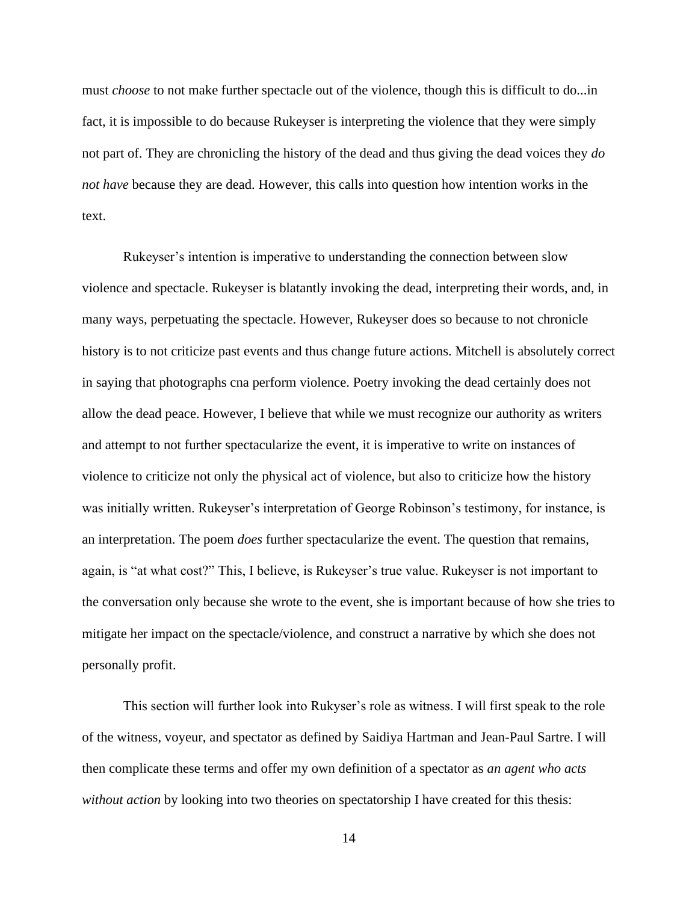must *choose* to not make further spectacle out of the violence, though this is difficult to do...in fact, it is impossible to do because Rukeyser is interpreting the violence that they were simply not part of. They are chronicling the history of the dead and thus giving the dead voices they *do not have* because they are dead. However, this calls into question how intention works in the text.

Rukeyser's intention is imperative to understanding the connection between slow violence and spectacle. Rukeyser is blatantly invoking the dead, interpreting their words, and, in many ways, perpetuating the spectacle. However, Rukeyser does so because to not chronicle history is to not criticize past events and thus change future actions. Mitchell is absolutely correct in saying that photographs cna perform violence. Poetry invoking the dead certainly does not allow the dead peace. However, I believe that while we must recognize our authority as writers and attempt to not further spectacularize the event, it is imperative to write on instances of violence to criticize not only the physical act of violence, but also to criticize how the history was initially written. Rukeyser's interpretation of George Robinson's testimony, for instance, is an interpretation. The poem *does* further spectacularize the event. The question that remains, again, is "at what cost?" This, I believe, is Rukeyser's true value. Rukeyser is not important to the conversation only because she wrote to the event, she is important because of how she tries to mitigate her impact on the spectacle/violence, and construct a narrative by which she does not personally profit.

This section will further look into Rukyser's role as witness. I will first speak to the role of the witness, voyeur, and spectator as defined by Saidiya Hartman and Jean-Paul Sartre. I will then complicate these terms and offer my own definition of a spectator as *an agent who acts without action* by looking into two theories on spectatorship I have created for this thesis: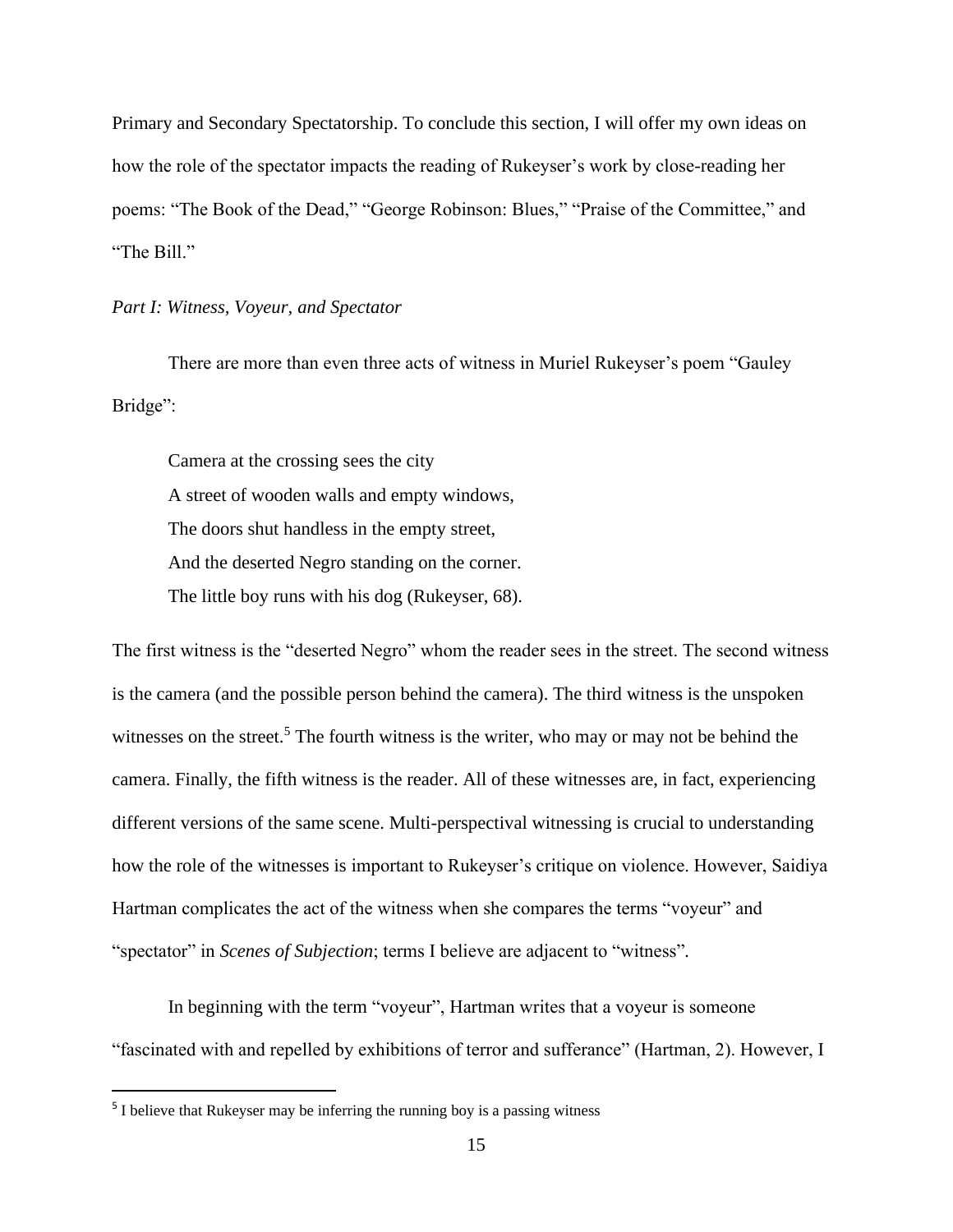Primary and Secondary Spectatorship. To conclude this section, I will offer my own ideas on how the role of the spectator impacts the reading of Rukeyser's work by close-reading her poems: "The Book of the Dead," "George Robinson: Blues," "Praise of the Committee," and "The Bill."

*Part I: Witness, Voyeur, and Spectator*

There are more than even three acts of witness in Muriel Rukeyser's poem "Gauley Bridge":

> Camera at the crossing sees the city
> A street of wooden walls and empty windows,
> The doors shut handless in the empty street,
> And the deserted Negro standing on the corner.
> The little boy runs with his dog (Rukeyser, 68).

The first witness is the "deserted Negro" whom the reader sees in the street. The second witness is the camera (and the possible person behind the camera). The third witness is the unspoken witnesses on the street.[5] The fourth witness is the writer, who may or may not be behind the camera. Finally, the fifth witness is the reader. All of these witnesses are, in fact, experiencing different versions of the same scene. Multi-perspectival witnessing is crucial to understanding how the role of the witnesses is important to Rukeyser's critique on violence. However, Saidiya Hartman complicates the act of the witness when she compares the terms "voyeur" and "spectator" in *Scenes of Subjection*; terms I believe are adjacent to "witness".

In beginning with the term "voyeur", Hartman writes that a voyeur is someone "fascinated with and repelled by exhibitions of terror and sufferance" (Hartman, 2). However, I

---

[5] I believe that Rukeyser may be inferring the running boy is a passing witness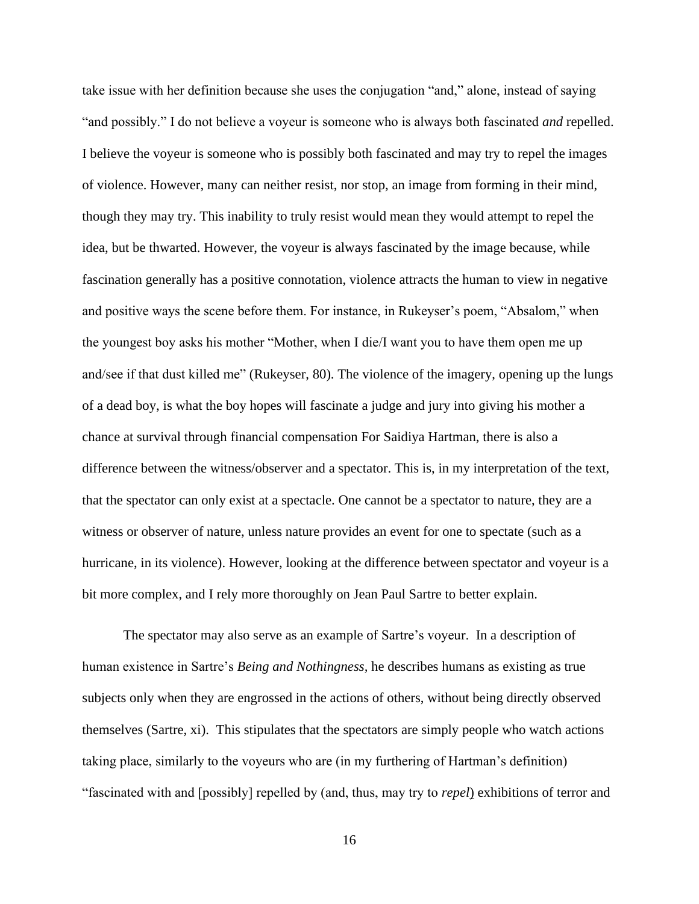take issue with her definition because she uses the conjugation "and," alone, instead of saying "and possibly." I do not believe a voyeur is someone who is always both fascinated *and* repelled. I believe the voyeur is someone who is possibly both fascinated and may try to repel the images of violence. However, many can neither resist, nor stop, an image from forming in their mind, though they may try. This inability to truly resist would mean they would attempt to repel the idea, but be thwarted. However, the voyeur is always fascinated by the image because, while fascination generally has a positive connotation, violence attracts the human to view in negative and positive ways the scene before them. For instance, in Rukeyser's poem, "Absalom," when the youngest boy asks his mother "Mother, when I die/I want you to have them open me up and/see if that dust killed me" (Rukeyser, 80). The violence of the imagery, opening up the lungs of a dead boy, is what the boy hopes will fascinate a judge and jury into giving his mother a chance at survival through financial compensation For Saidiya Hartman, there is also a difference between the witness/observer and a spectator. This is, in my interpretation of the text, that the spectator can only exist at a spectacle. One cannot be a spectator to nature, they are a witness or observer of nature, unless nature provides an event for one to spectate (such as a hurricane, in its violence). However, looking at the difference between spectator and voyeur is a bit more complex, and I rely more thoroughly on Jean Paul Sartre to better explain.

The spectator may also serve as an example of Sartre's voyeur. In a description of human existence in Sartre's *Being and Nothingness,* he describes humans as existing as true subjects only when they are engrossed in the actions of others, without being directly observed themselves (Sartre, xi). This stipulates that the spectators are simply people who watch actions taking place, similarly to the voyeurs who are (in my furthering of Hartman's definition) "fascinated with and [possibly] repelled by (and, thus, may try to *repel*) exhibitions of terror and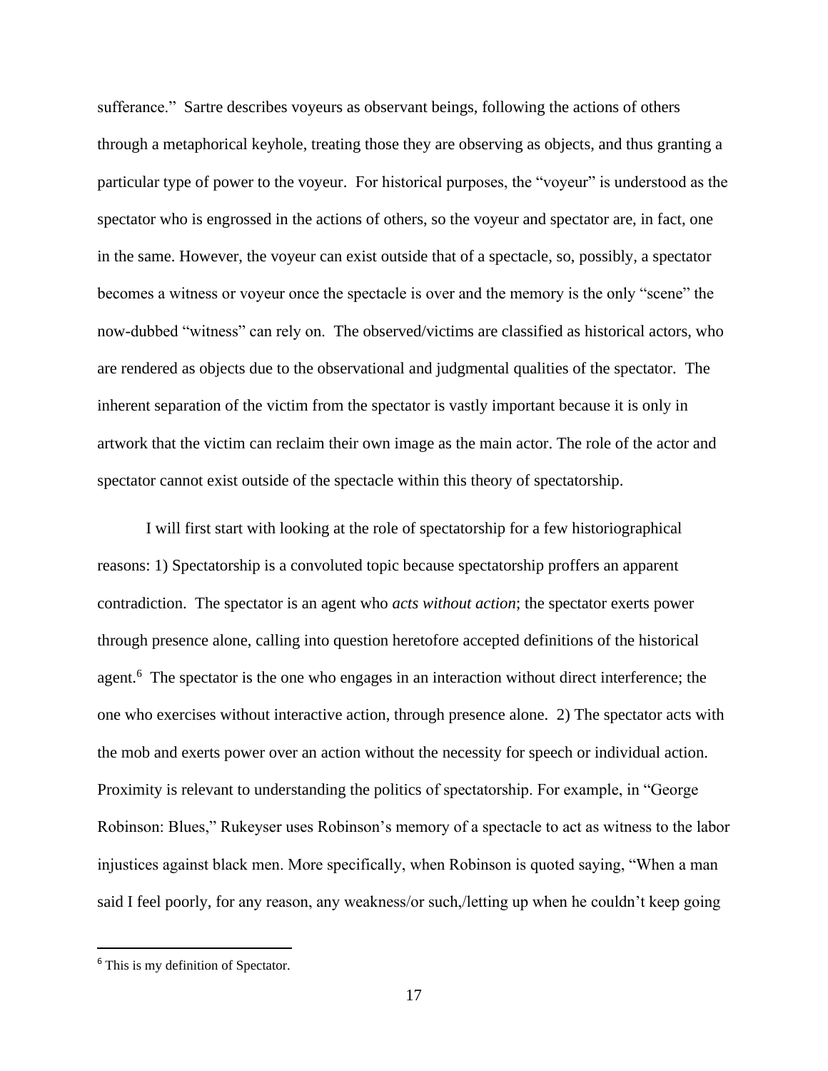sufferance." Sartre describes voyeurs as observant beings, following the actions of others through a metaphorical keyhole, treating those they are observing as objects, and thus granting a particular type of power to the voyeur. For historical purposes, the "voyeur" is understood as the spectator who is engrossed in the actions of others, so the voyeur and spectator are, in fact, one in the same. However, the voyeur can exist outside that of a spectacle, so, possibly, a spectator becomes a witness or voyeur once the spectacle is over and the memory is the only "scene" the now-dubbed "witness" can rely on. The observed/victims are classified as historical actors, who are rendered as objects due to the observational and judgmental qualities of the spectator. The inherent separation of the victim from the spectator is vastly important because it is only in artwork that the victim can reclaim their own image as the main actor. The role of the actor and spectator cannot exist outside of the spectacle within this theory of spectatorship.

I will first start with looking at the role of spectatorship for a few historiographical reasons: 1) Spectatorship is a convoluted topic because spectatorship proffers an apparent contradiction. The spectator is an agent who *acts without action*; the spectator exerts power through presence alone, calling into question heretofore accepted definitions of the historical agent.[6] The spectator is the one who engages in an interaction without direct interference; the one who exercises without interactive action, through presence alone. 2) The spectator acts with the mob and exerts power over an action without the necessity for speech or individual action. Proximity is relevant to understanding the politics of spectatorship. For example, in "George Robinson: Blues," Rukeyser uses Robinson's memory of a spectacle to act as witness to the labor injustices against black men. More specifically, when Robinson is quoted saying, "When a man said I feel poorly, for any reason, any weakness/or such,/letting up when he couldn't keep going

[6] This is my definition of Spectator.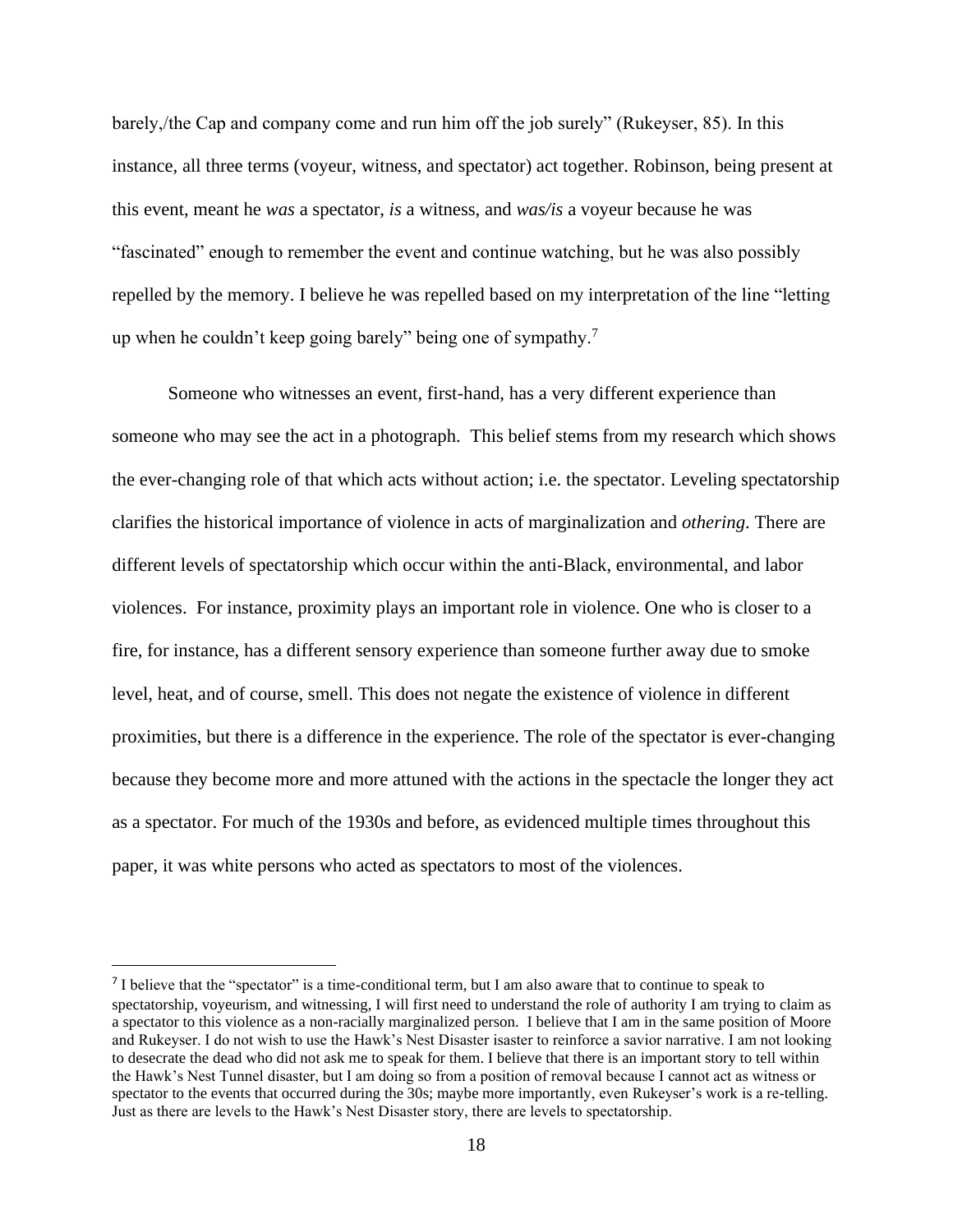barely,/the Cap and company come and run him off the job surely" (Rukeyser, 85). In this instance, all three terms (voyeur, witness, and spectator) act together. Robinson, being present at this event, meant he *was* a spectator, *is* a witness, and *was/is* a voyeur because he was "fascinated" enough to remember the event and continue watching, but he was also possibly repelled by the memory. I believe he was repelled based on my interpretation of the line "letting up when he couldn't keep going barely" being one of sympathy.[7]

Someone who witnesses an event, first-hand, has a very different experience than someone who may see the act in a photograph. This belief stems from my research which shows the ever-changing role of that which acts without action; i.e. the spectator. Leveling spectatorship clarifies the historical importance of violence in acts of marginalization and *othering*. There are different levels of spectatorship which occur within the anti-Black, environmental, and labor violences. For instance, proximity plays an important role in violence. One who is closer to a fire, for instance, has a different sensory experience than someone further away due to smoke level, heat, and of course, smell. This does not negate the existence of violence in different proximities, but there is a difference in the experience. The role of the spectator is ever-changing because they become more and more attuned with the actions in the spectacle the longer they act as a spectator. For much of the 1930s and before, as evidenced multiple times throughout this paper, it was white persons who acted as spectators to most of the violences.

---

[7] I believe that the "spectator" is a time-conditional term, but I am also aware that to continue to speak to spectatorship, voyeurism, and witnessing, I will first need to understand the role of authority I am trying to claim as a spectator to this violence as a non-racially marginalized person. I believe that I am in the same position of Moore and Rukeyser. I do not wish to use the Hawk's Nest Disaster isaster to reinforce a savior narrative. I am not looking to desecrate the dead who did not ask me to speak for them. I believe that there is an important story to tell within the Hawk's Nest Tunnel disaster, but I am doing so from a position of removal because I cannot act as witness or spectator to the events that occurred during the 30s; maybe more importantly, even Rukeyser's work is a re-telling. Just as there are levels to the Hawk's Nest Disaster story, there are levels to spectatorship.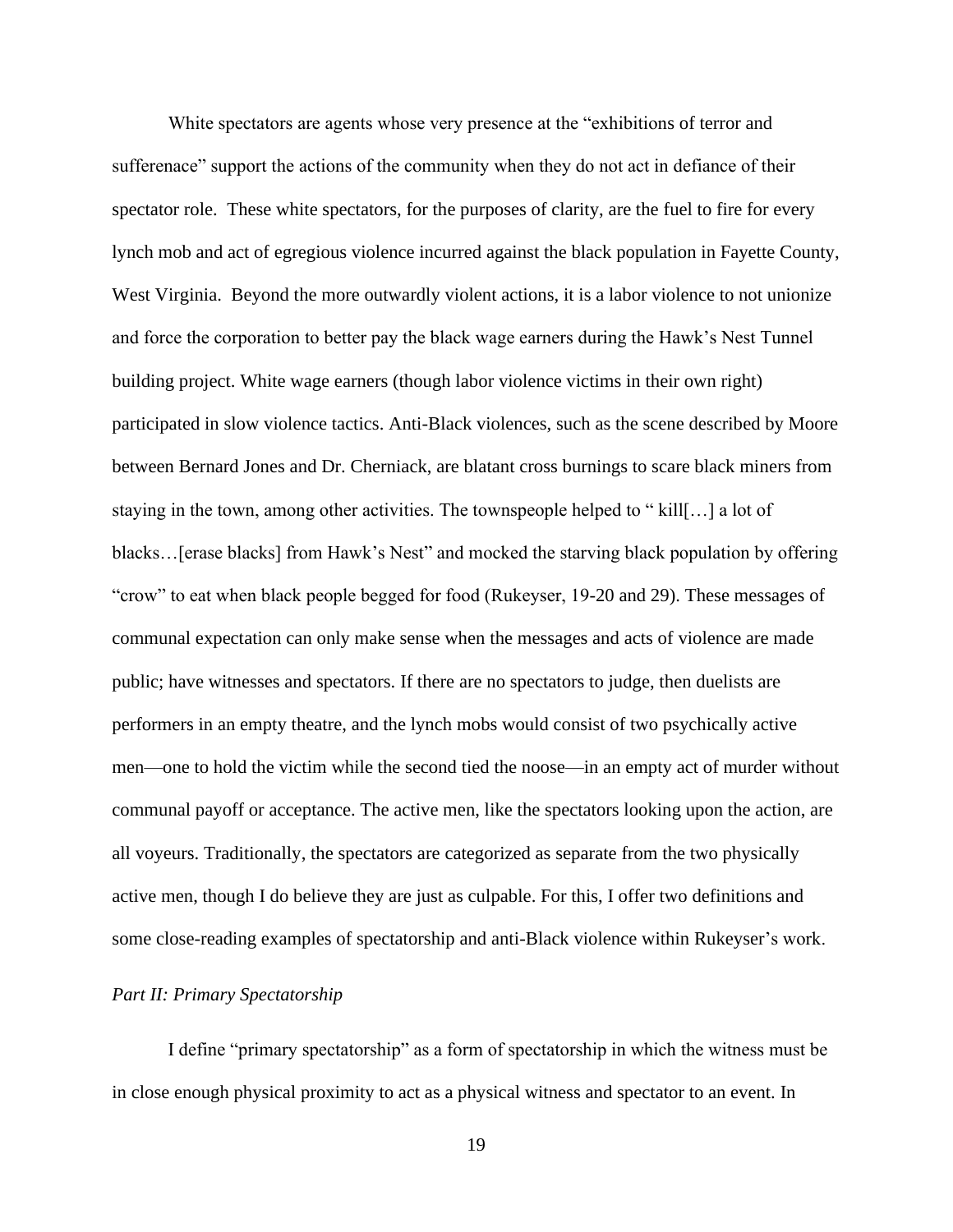White spectators are agents whose very presence at the "exhibitions of terror and sufferenace" support the actions of the community when they do not act in defiance of their spectator role. These white spectators, for the purposes of clarity, are the fuel to fire for every lynch mob and act of egregious violence incurred against the black population in Fayette County, West Virginia. Beyond the more outwardly violent actions, it is a labor violence to not unionize and force the corporation to better pay the black wage earners during the Hawk's Nest Tunnel building project. White wage earners (though labor violence victims in their own right) participated in slow violence tactics. Anti-Black violences, such as the scene described by Moore between Bernard Jones and Dr. Cherniack, are blatant cross burnings to scare black miners from staying in the town, among other activities. The townspeople helped to " kill[…] a lot of blacks…[erase blacks] from Hawk's Nest" and mocked the starving black population by offering "crow" to eat when black people begged for food (Rukeyser, 19-20 and 29). These messages of communal expectation can only make sense when the messages and acts of violence are made public; have witnesses and spectators. If there are no spectators to judge, then duelists are performers in an empty theatre, and the lynch mobs would consist of two psychically active men—one to hold the victim while the second tied the noose—in an empty act of murder without communal payoff or acceptance. The active men, like the spectators looking upon the action, are all voyeurs. Traditionally, the spectators are categorized as separate from the two physically active men, though I do believe they are just as culpable. For this, I offer two definitions and some close-reading examples of spectatorship and anti-Black violence within Rukeyser's work.

### *Part II: Primary Spectatorship*

I define "primary spectatorship" as a form of spectatorship in which the witness must be in close enough physical proximity to act as a physical witness and spectator to an event. In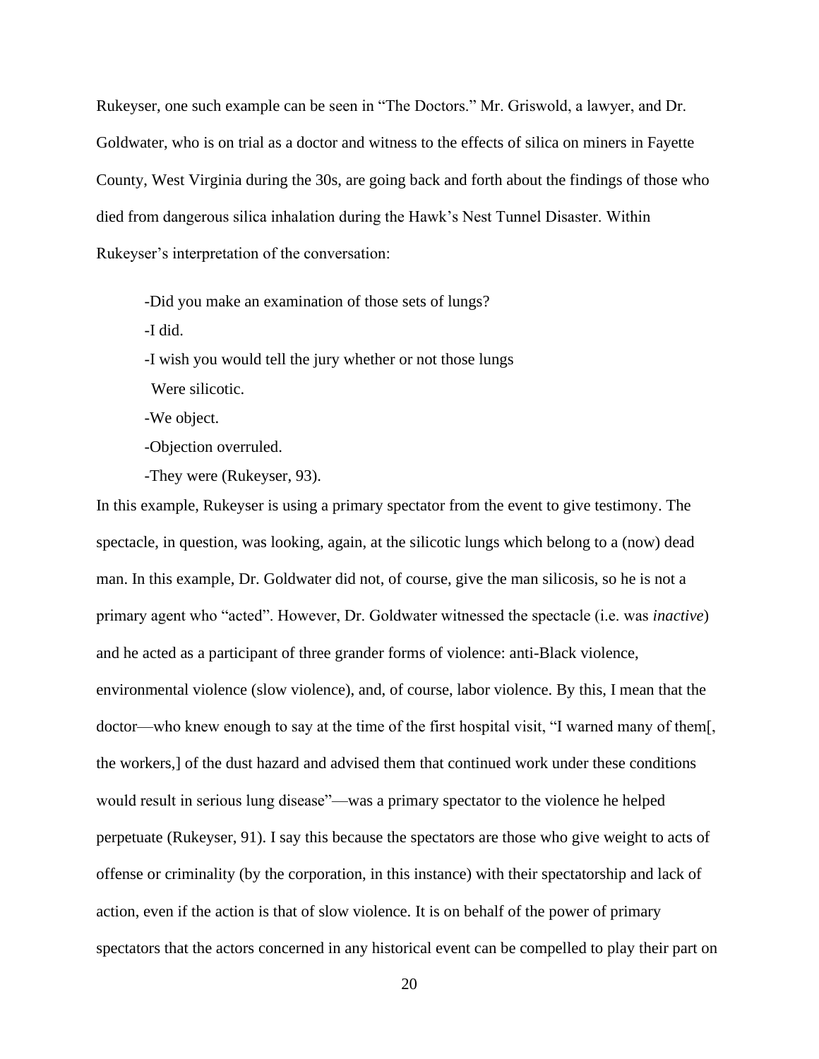Rukeyser, one such example can be seen in "The Doctors." Mr. Griswold, a lawyer, and Dr. Goldwater, who is on trial as a doctor and witness to the effects of silica on miners in Fayette County, West Virginia during the 30s, are going back and forth about the findings of those who died from dangerous silica inhalation during the Hawk's Nest Tunnel Disaster. Within Rukeyser's interpretation of the conversation:

> -Did you make an examination of those sets of lungs?
>
> -I did.
>
> -I wish you would tell the jury whether or not those lungs
>   Were silicotic.
>
> -We object.
>
> -Objection overruled.
>
> -They were (Rukeyser, 93).

In this example, Rukeyser is using a primary spectator from the event to give testimony. The spectacle, in question, was looking, again, at the silicotic lungs which belong to a (now) dead man. In this example, Dr. Goldwater did not, of course, give the man silicosis, so he is not a primary agent who "acted". However, Dr. Goldwater witnessed the spectacle (i.e. was *inactive*) and he acted as a participant of three grander forms of violence: anti-Black violence, environmental violence (slow violence), and, of course, labor violence. By this, I mean that the doctor—who knew enough to say at the time of the first hospital visit, "I warned many of them[, the workers,] of the dust hazard and advised them that continued work under these conditions would result in serious lung disease"—was a primary spectator to the violence he helped perpetuate (Rukeyser, 91). I say this because the spectators are those who give weight to acts of offense or criminality (by the corporation, in this instance) with their spectatorship and lack of action, even if the action is that of slow violence. It is on behalf of the power of primary spectators that the actors concerned in any historical event can be compelled to play their part on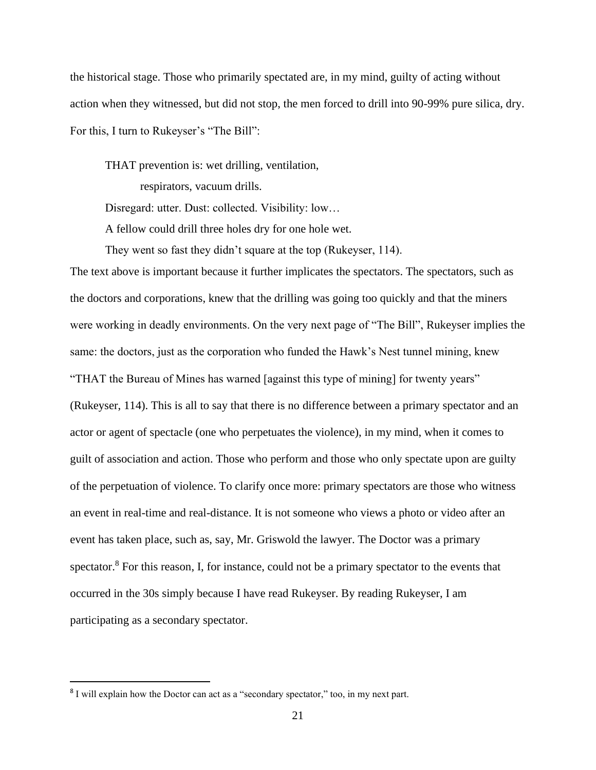the historical stage. Those who primarily spectated are, in my mind, guilty of acting without action when they witnessed, but did not stop, the men forced to drill into 90-99% pure silica, dry. For this, I turn to Rukeyser's "The Bill":

> THAT prevention is: wet drilling, ventilation,
> 
> respirators, vacuum drills.
> 
> Disregard: utter. Dust: collected. Visibility: low…
> 
> A fellow could drill three holes dry for one hole wet.
> 
> They went so fast they didn't square at the top (Rukeyser, 114).

The text above is important because it further implicates the spectators. The spectators, such as the doctors and corporations, knew that the drilling was going too quickly and that the miners were working in deadly environments. On the very next page of "The Bill", Rukeyser implies the same: the doctors, just as the corporation who funded the Hawk's Nest tunnel mining, knew "THAT the Bureau of Mines has warned [against this type of mining] for twenty years" (Rukeyser, 114). This is all to say that there is no difference between a primary spectator and an actor or agent of spectacle (one who perpetuates the violence), in my mind, when it comes to guilt of association and action. Those who perform and those who only spectate upon are guilty of the perpetuation of violence. To clarify once more: primary spectators are those who witness an event in real-time and real-distance. It is not someone who views a photo or video after an event has taken place, such as, say, Mr. Griswold the lawyer. The Doctor was a primary spectator.[8] For this reason, I, for instance, could not be a primary spectator to the events that occurred in the 30s simply because I have read Rukeyser. By reading Rukeyser, I am participating as a secondary spectator.

[8] I will explain how the Doctor can act as a "secondary spectator," too, in my next part.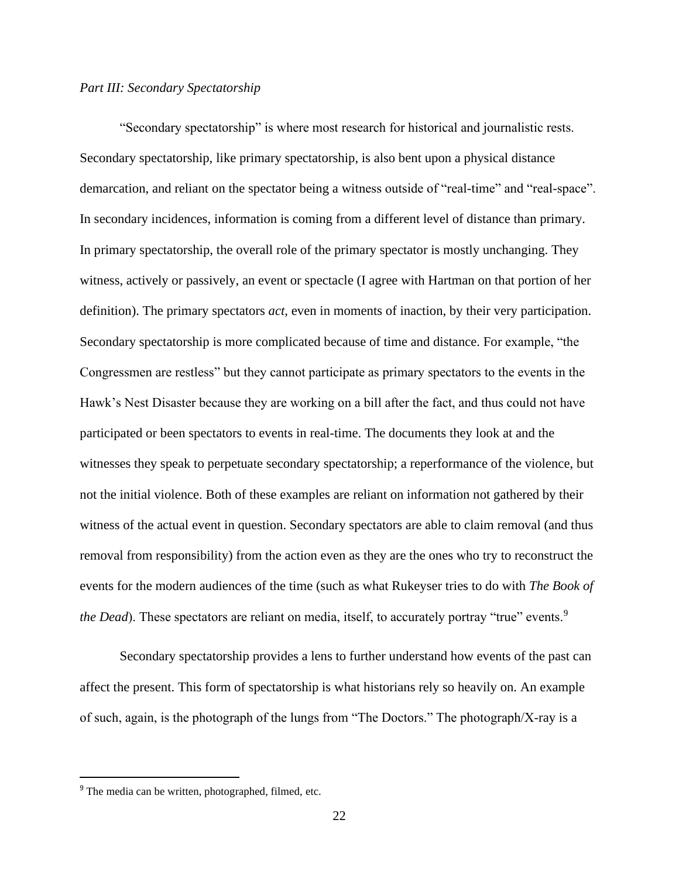*Part III: Secondary Spectatorship*

"Secondary spectatorship" is where most research for historical and journalistic rests. Secondary spectatorship, like primary spectatorship, is also bent upon a physical distance demarcation, and reliant on the spectator being a witness outside of "real-time" and "real-space". In secondary incidences, information is coming from a different level of distance than primary. In primary spectatorship, the overall role of the primary spectator is mostly unchanging. They witness, actively or passively, an event or spectacle (I agree with Hartman on that portion of her definition). The primary spectators *act,* even in moments of inaction, by their very participation. Secondary spectatorship is more complicated because of time and distance. For example, "the Congressmen are restless" but they cannot participate as primary spectators to the events in the Hawk's Nest Disaster because they are working on a bill after the fact, and thus could not have participated or been spectators to events in real-time. The documents they look at and the witnesses they speak to perpetuate secondary spectatorship; a reperformance of the violence, but not the initial violence. Both of these examples are reliant on information not gathered by their witness of the actual event in question. Secondary spectators are able to claim removal (and thus removal from responsibility) from the action even as they are the ones who try to reconstruct the events for the modern audiences of the time (such as what Rukeyser tries to do with *The Book of the Dead*). These spectators are reliant on media, itself, to accurately portray "true" events.[9]

Secondary spectatorship provides a lens to further understand how events of the past can affect the present. This form of spectatorship is what historians rely so heavily on. An example of such, again, is the photograph of the lungs from "The Doctors." The photograph/X-ray is a

[9] The media can be written, photographed, filmed, etc.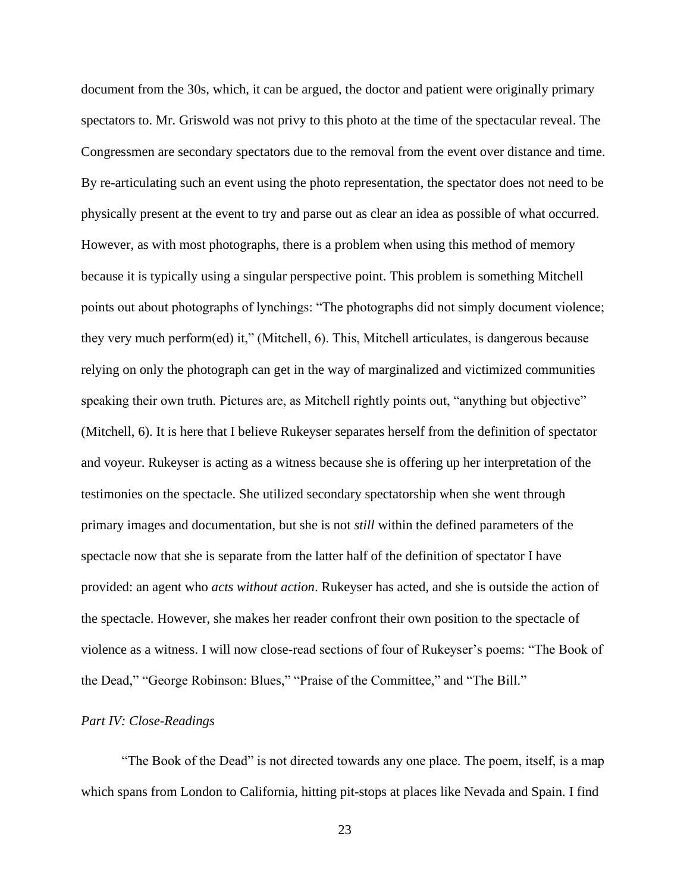document from the 30s, which, it can be argued, the doctor and patient were originally primary spectators to. Mr. Griswold was not privy to this photo at the time of the spectacular reveal. The Congressmen are secondary spectators due to the removal from the event over distance and time. By re-articulating such an event using the photo representation, the spectator does not need to be physically present at the event to try and parse out as clear an idea as possible of what occurred. However, as with most photographs, there is a problem when using this method of memory because it is typically using a singular perspective point. This problem is something Mitchell points out about photographs of lynchings: "The photographs did not simply document violence; they very much perform(ed) it," (Mitchell, 6). This, Mitchell articulates, is dangerous because relying on only the photograph can get in the way of marginalized and victimized communities speaking their own truth. Pictures are, as Mitchell rightly points out, "anything but objective" (Mitchell, 6). It is here that I believe Rukeyser separates herself from the definition of spectator and voyeur. Rukeyser is acting as a witness because she is offering up her interpretation of the testimonies on the spectacle. She utilized secondary spectatorship when she went through primary images and documentation, but she is not *still* within the defined parameters of the spectacle now that she is separate from the latter half of the definition of spectator I have provided: an agent who *acts without action*. Rukeyser has acted, and she is outside the action of the spectacle. However, she makes her reader confront their own position to the spectacle of violence as a witness. I will now close-read sections of four of Rukeyser's poems: "The Book of the Dead," "George Robinson: Blues," "Praise of the Committee," and "The Bill."

*Part IV: Close-Readings*

"The Book of the Dead" is not directed towards any one place. The poem, itself, is a map which spans from London to California, hitting pit-stops at places like Nevada and Spain. I find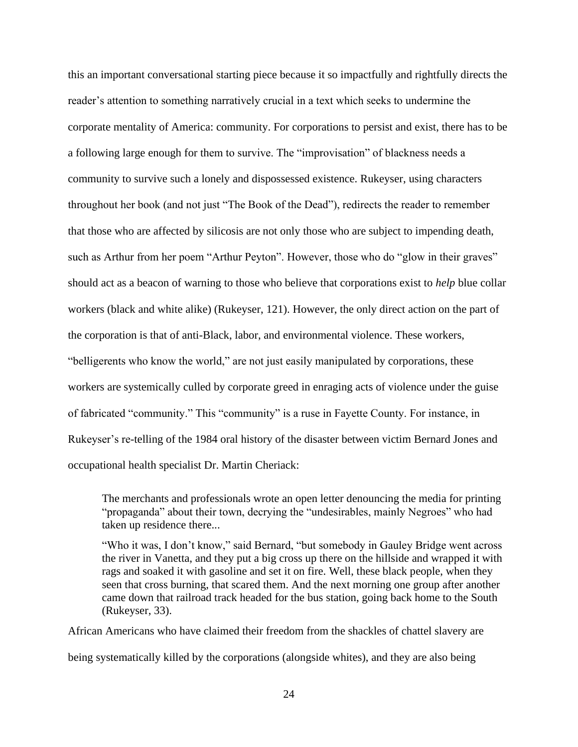this an important conversational starting piece because it so impactfully and rightfully directs the reader's attention to something narratively crucial in a text which seeks to undermine the corporate mentality of America: community. For corporations to persist and exist, there has to be a following large enough for them to survive. The "improvisation" of blackness needs a community to survive such a lonely and dispossessed existence. Rukeyser, using characters throughout her book (and not just "The Book of the Dead"), redirects the reader to remember that those who are affected by silicosis are not only those who are subject to impending death, such as Arthur from her poem "Arthur Peyton". However, those who do "glow in their graves" should act as a beacon of warning to those who believe that corporations exist to *help* blue collar workers (black and white alike) (Rukeyser, 121). However, the only direct action on the part of the corporation is that of anti-Black, labor, and environmental violence. These workers, "belligerents who know the world," are not just easily manipulated by corporations, these workers are systemically culled by corporate greed in enraging acts of violence under the guise of fabricated "community." This "community" is a ruse in Fayette County. For instance, in Rukeyser's re-telling of the 1984 oral history of the disaster between victim Bernard Jones and occupational health specialist Dr. Martin Cheriack:

> The merchants and professionals wrote an open letter denouncing the media for printing "propaganda" about their town, decrying the "undesirables, mainly Negroes" who had taken up residence there...
>
> "Who it was, I don't know," said Bernard, "but somebody in Gauley Bridge went across the river in Vanetta, and they put a big cross up there on the hillside and wrapped it with rags and soaked it with gasoline and set it on fire. Well, these black people, when they seen that cross burning, that scared them. And the next morning one group after another came down that railroad track headed for the bus station, going back home to the South (Rukeyser, 33).

African Americans who have claimed their freedom from the shackles of chattel slavery are being systematically killed by the corporations (alongside whites), and they are also being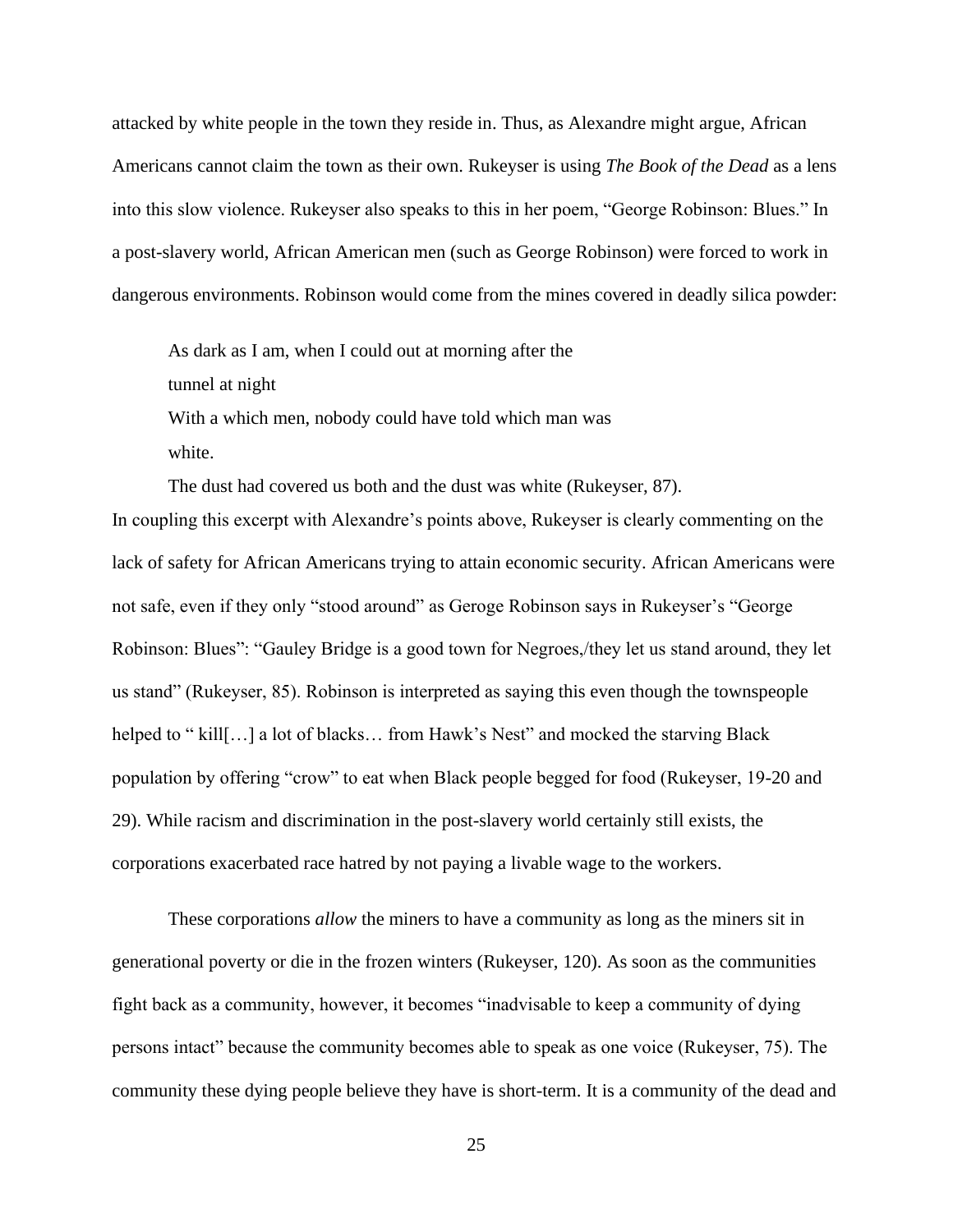attacked by white people in the town they reside in. Thus, as Alexandre might argue, African Americans cannot claim the town as their own. Rukeyser is using *The Book of the Dead* as a lens into this slow violence. Rukeyser also speaks to this in her poem, "George Robinson: Blues." In a post-slavery world, African American men (such as George Robinson) were forced to work in dangerous environments. Robinson would come from the mines covered in deadly silica powder:

> As dark as I am, when I could out at morning after the
> tunnel at night
> With a which men, nobody could have told which man was
> white.
> The dust had covered us both and the dust was white (Rukeyser, 87).

In coupling this excerpt with Alexandre's points above, Rukeyser is clearly commenting on the lack of safety for African Americans trying to attain economic security. African Americans were not safe, even if they only "stood around" as Geroge Robinson says in Rukeyser's "George Robinson: Blues": "Gauley Bridge is a good town for Negroes,/they let us stand around, they let us stand" (Rukeyser, 85). Robinson is interpreted as saying this even though the townspeople helped to " kill[…] a lot of blacks… from Hawk's Nest" and mocked the starving Black population by offering "crow" to eat when Black people begged for food (Rukeyser, 19-20 and 29). While racism and discrimination in the post-slavery world certainly still exists, the corporations exacerbated race hatred by not paying a livable wage to the workers.

These corporations *allow* the miners to have a community as long as the miners sit in generational poverty or die in the frozen winters (Rukeyser, 120). As soon as the communities fight back as a community, however, it becomes "inadvisable to keep a community of dying persons intact" because the community becomes able to speak as one voice (Rukeyser, 75). The community these dying people believe they have is short-term. It is a community of the dead and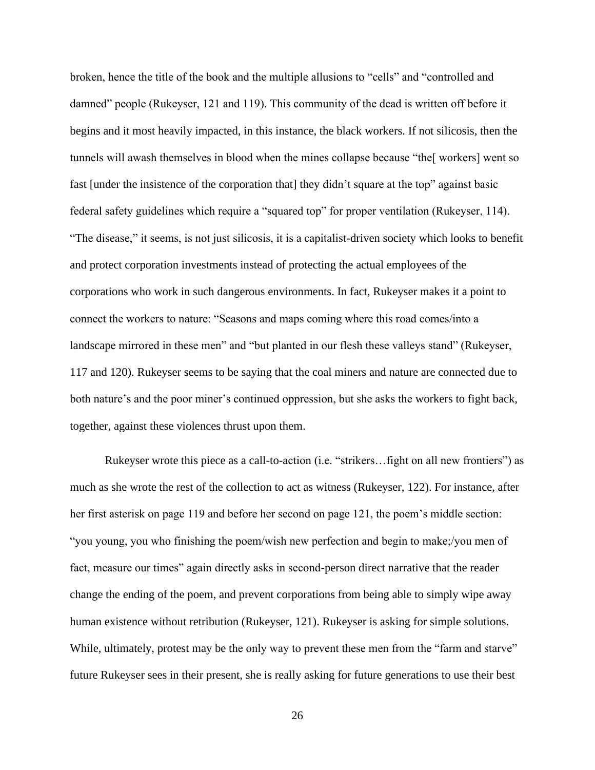broken, hence the title of the book and the multiple allusions to "cells" and "controlled and damned" people (Rukeyser, 121 and 119). This community of the dead is written off before it begins and it most heavily impacted, in this instance, the black workers. If not silicosis, then the tunnels will awash themselves in blood when the mines collapse because "the[ workers] went so fast [under the insistence of the corporation that] they didn't square at the top" against basic federal safety guidelines which require a "squared top" for proper ventilation (Rukeyser, 114). "The disease," it seems, is not just silicosis, it is a capitalist-driven society which looks to benefit and protect corporation investments instead of protecting the actual employees of the corporations who work in such dangerous environments. In fact, Rukeyser makes it a point to connect the workers to nature: "Seasons and maps coming where this road comes/into a landscape mirrored in these men" and "but planted in our flesh these valleys stand" (Rukeyser, 117 and 120). Rukeyser seems to be saying that the coal miners and nature are connected due to both nature's and the poor miner's continued oppression, but she asks the workers to fight back, together, against these violences thrust upon them.

Rukeyser wrote this piece as a call-to-action (i.e. "strikers…fight on all new frontiers") as much as she wrote the rest of the collection to act as witness (Rukeyser, 122). For instance, after her first asterisk on page 119 and before her second on page 121, the poem's middle section: "you young, you who finishing the poem/wish new perfection and begin to make;/you men of fact, measure our times" again directly asks in second-person direct narrative that the reader change the ending of the poem, and prevent corporations from being able to simply wipe away human existence without retribution (Rukeyser, 121). Rukeyser is asking for simple solutions. While, ultimately, protest may be the only way to prevent these men from the "farm and starve" future Rukeyser sees in their present, she is really asking for future generations to use their best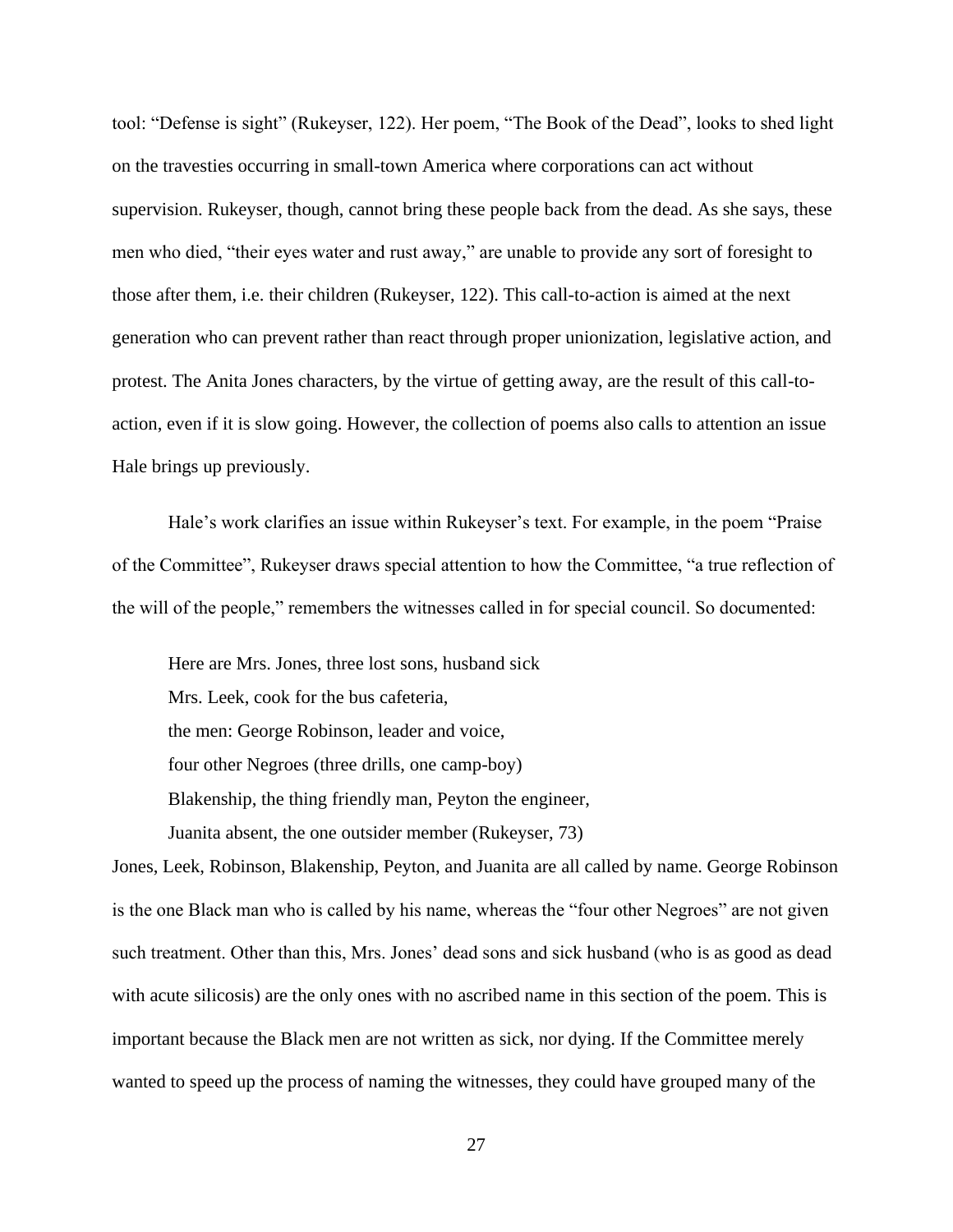tool: "Defense is sight" (Rukeyser, 122). Her poem, "The Book of the Dead", looks to shed light on the travesties occurring in small-town America where corporations can act without supervision. Rukeyser, though, cannot bring these people back from the dead. As she says, these men who died, "their eyes water and rust away," are unable to provide any sort of foresight to those after them, i.e. their children (Rukeyser, 122). This call-to-action is aimed at the next generation who can prevent rather than react through proper unionization, legislative action, and protest. The Anita Jones characters, by the virtue of getting away, are the result of this call-to-action, even if it is slow going. However, the collection of poems also calls to attention an issue Hale brings up previously.

Hale's work clarifies an issue within Rukeyser's text. For example, in the poem "Praise of the Committee", Rukeyser draws special attention to how the Committee, "a true reflection of the will of the people," remembers the witnesses called in for special council. So documented:

> Here are Mrs. Jones, three lost sons, husband sick
> Mrs. Leek, cook for the bus cafeteria,
> the men: George Robinson, leader and voice,
> four other Negroes (three drills, one camp-boy)
> Blakenship, the thing friendly man, Peyton the engineer,
> Juanita absent, the one outsider member (Rukeyser, 73)

Jones, Leek, Robinson, Blakenship, Peyton, and Juanita are all called by name. George Robinson is the one Black man who is called by his name, whereas the "four other Negroes" are not given such treatment. Other than this, Mrs. Jones' dead sons and sick husband (who is as good as dead with acute silicosis) are the only ones with no ascribed name in this section of the poem. This is important because the Black men are not written as sick, nor dying. If the Committee merely wanted to speed up the process of naming the witnesses, they could have grouped many of the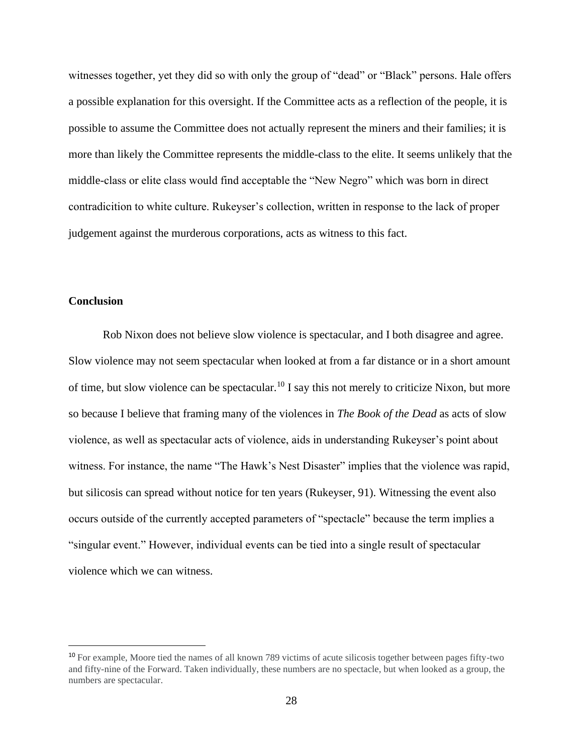witnesses together, yet they did so with only the group of "dead" or "Black" persons. Hale offers a possible explanation for this oversight. If the Committee acts as a reflection of the people, it is possible to assume the Committee does not actually represent the miners and their families; it is more than likely the Committee represents the middle-class to the elite. It seems unlikely that the middle-class or elite class would find acceptable the "New Negro" which was born in direct contradicition to white culture. Rukeyser's collection, written in response to the lack of proper judgement against the murderous corporations, acts as witness to this fact.

**Conclusion**

Rob Nixon does not believe slow violence is spectacular, and I both disagree and agree. Slow violence may not seem spectacular when looked at from a far distance or in a short amount of time, but slow violence can be spectacular.[10] I say this not merely to criticize Nixon, but more so because I believe that framing many of the violences in *The Book of the Dead* as acts of slow violence, as well as spectacular acts of violence, aids in understanding Rukeyser's point about witness. For instance, the name "The Hawk's Nest Disaster" implies that the violence was rapid, but silicosis can spread without notice for ten years (Rukeyser, 91). Witnessing the event also occurs outside of the currently accepted parameters of "spectacle" because the term implies a "singular event." However, individual events can be tied into a single result of spectacular violence which we can witness.

---

[10] For example, Moore tied the names of all known 789 victims of acute silicosis together between pages fifty-two and fifty-nine of the Forward. Taken individually, these numbers are no spectacle, but when looked as a group, the numbers are spectacular.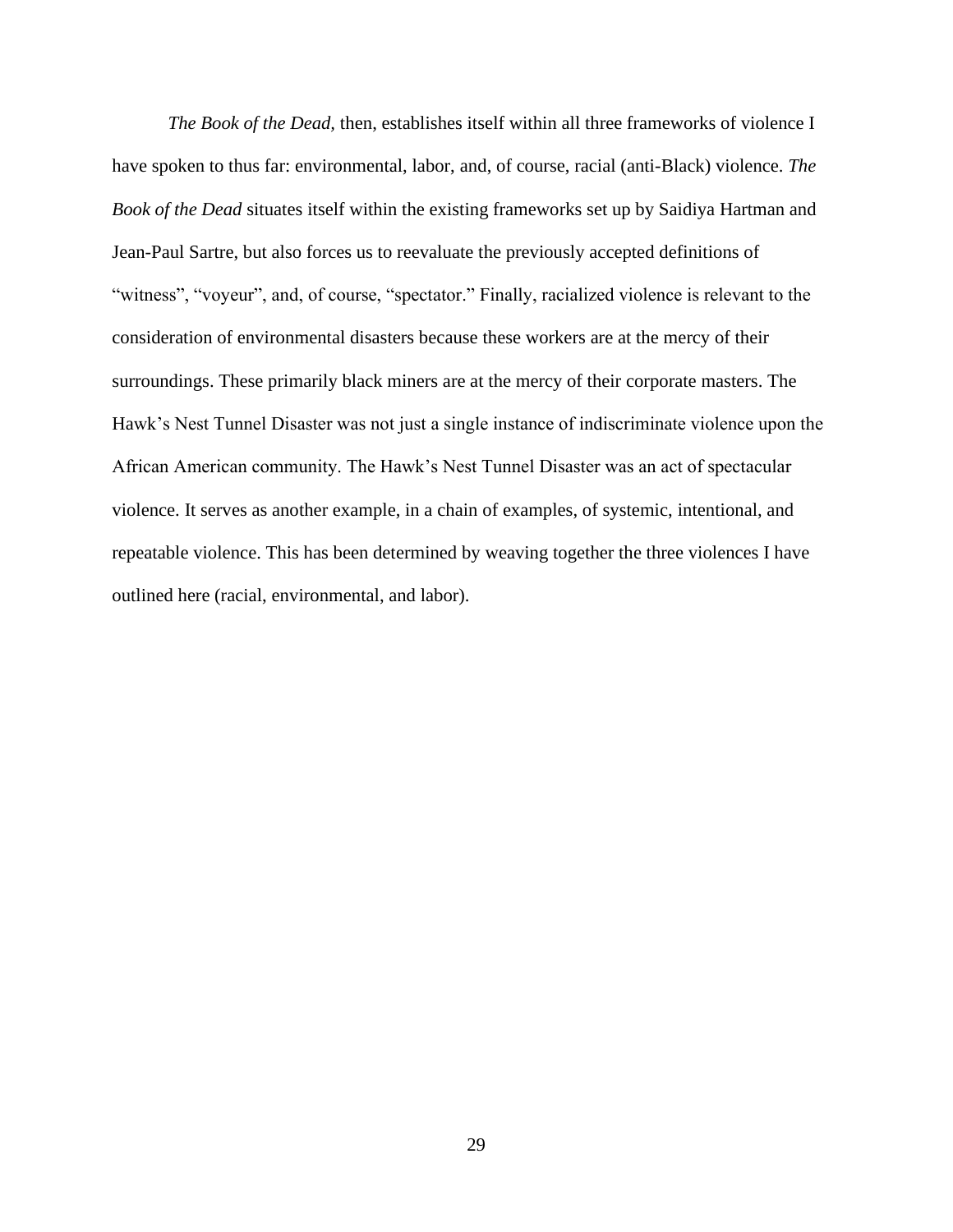*The Book of the Dead*, then, establishes itself within all three frameworks of violence I have spoken to thus far: environmental, labor, and, of course, racial (anti-Black) violence. *The Book of the Dead* situates itself within the existing frameworks set up by Saidiya Hartman and Jean-Paul Sartre, but also forces us to reevaluate the previously accepted definitions of "witness", "voyeur", and, of course, "spectator." Finally, racialized violence is relevant to the consideration of environmental disasters because these workers are at the mercy of their surroundings. These primarily black miners are at the mercy of their corporate masters. The Hawk's Nest Tunnel Disaster was not just a single instance of indiscriminate violence upon the African American community. The Hawk's Nest Tunnel Disaster was an act of spectacular violence. It serves as another example, in a chain of examples, of systemic, intentional, and repeatable violence. This has been determined by weaving together the three violences I have outlined here (racial, environmental, and labor).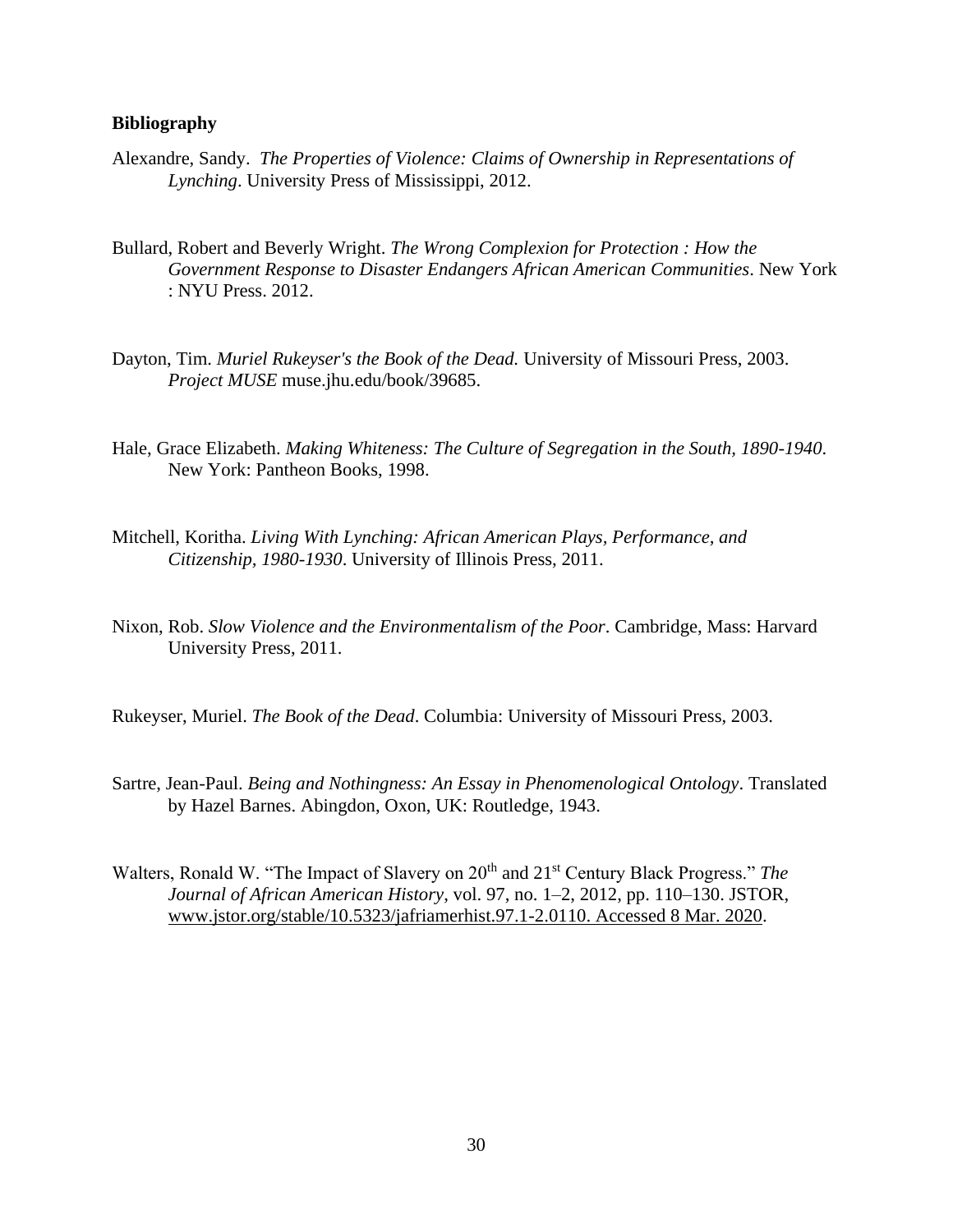**Bibliography**

Alexandre, Sandy. *The Properties of Violence: Claims of Ownership in Representations of Lynching*. University Press of Mississippi, 2012.

Bullard, Robert and Beverly Wright. *The Wrong Complexion for Protection : How the Government Response to Disaster Endangers African American Communities*. New York : NYU Press. 2012.

Dayton, Tim. *Muriel Rukeyser's the Book of the Dead.* University of Missouri Press, 2003. *Project MUSE* muse.jhu.edu/book/39685.

Hale, Grace Elizabeth. *Making Whiteness: The Culture of Segregation in the South, 1890-1940*. New York: Pantheon Books, 1998.

Mitchell, Koritha. *Living With Lynching: African American Plays, Performance, and Citizenship, 1980-1930*. University of Illinois Press, 2011.

Nixon, Rob. *Slow Violence and the Environmentalism of the Poor*. Cambridge, Mass: Harvard University Press, 2011.

Rukeyser, Muriel. *The Book of the Dead*. Columbia: University of Missouri Press, 2003.

Sartre, Jean-Paul. *Being and Nothingness: An Essay in Phenomenological Ontology*. Translated by Hazel Barnes. Abingdon, Oxon, UK: Routledge, 1943.

Walters, Ronald W. "The Impact of Slavery on 20th and 21st Century Black Progress." *The Journal of African American History*, vol. 97, no. 1–2, 2012, pp. 110–130. JSTOR, www.jstor.org/stable/10.5323/jafriamerhist.97.1-2.0110. Accessed 8 Mar. 2020.